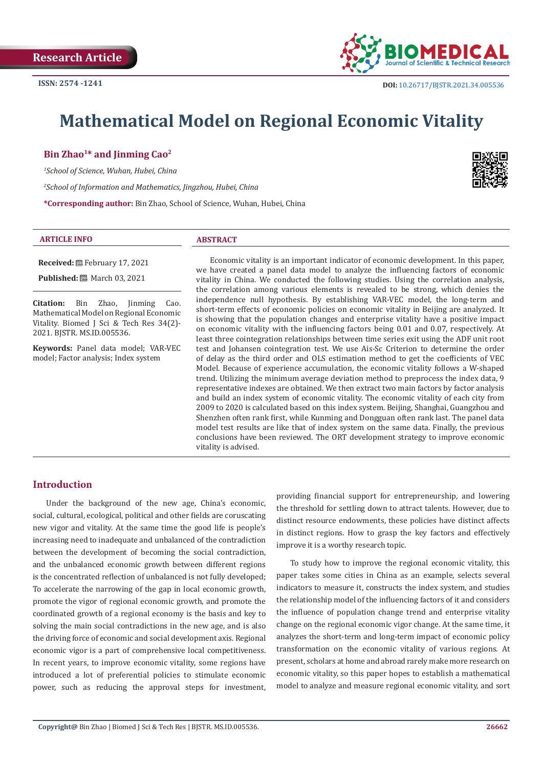Research Article

ISSN: 2574 -1241

DOI: 10.26717/BJSTR.2021.34.005536

# Mathematical Model on Regional Economic Vitality

**Bin Zhao[1]* and Jinming Cao[2]**

*[1]School of Science, Wuhan, Hubei, China*

*[2]School of Information and Mathematics, Jingzhou, Hubei, China*

***Corresponding author:** Bin Zhao, School of Science, Wuhan, Hubei, China

## ARTICLE INFO

**Received:** February 17, 2021

**Published:** March 03, 2021

**Citation:** Bin Zhao, Jinming Cao. Mathematical Model on Regional Economic Vitality. Biomed J Sci & Tech Res 34(2)-2021. BJSTR. MS.ID.005536.

**Keywords:** Panel data model; VAR-VEC model; Factor analysis; Index system

## ABSTRACT

Economic vitality is an important indicator of economic development. In this paper, we have created a panel data model to analyze the influencing factors of economic vitality in China. We conducted the following studies. Using the correlation analysis, the correlation among various elements is revealed to be strong, which denies the independence null hypothesis. By establishing VAR-VEC model, the long-term and short-term effects of economic policies on economic vitality in Beijing are analyzed. It is showing that the population changes and enterprise vitality have a positive impact on economic vitality with the influencing factors being 0.01 and 0.07, respectively. At least three cointegration relationships between time series exit using the ADF unit root test and Johansen cointegration test. We use Ais-Sc Criterion to determine the order of delay as the third order and OLS estimation method to get the coefficients of VEC Model. Because of experience accumulation, the economic vitality follows a W-shaped trend. Utilizing the minimum average deviation method to preprocess the index data, 9 representative indexes are obtained. We then extract two main factors by factor analysis and build an index system of economic vitality. The economic vitality of each city from 2009 to 2020 is calculated based on this index system. Beijing, Shanghai, Guangzhou and Shenzhen often rank first, while Kunming and Dongguan often rank last. The panel data model test results are like that of index system on the same data. Finally, the previous conclusions have been reviewed. The ORT development strategy to improve economic vitality is advised.

## Introduction

Under the background of the new age, China's economic, social, cultural, ecological, political and other fields are coruscating new vigor and vitality. At the same time the good life is people's increasing need to inadequate and unbalanced of the contradiction between the development of becoming the social contradiction, and the unbalanced economic growth between different regions is the concentrated reflection of unbalanced is not fully developed; To accelerate the narrowing of the gap in local economic growth, promote the vigor of regional economic growth, and promote the coordinated growth of a regional economy is the basis and key to solving the main social contradictions in the new age, and is also the driving force of economic and social development axis. Regional economic vigor is a part of comprehensive local competitiveness. In recent years, to improve economic vitality, some regions have introduced a lot of preferential policies to stimulate economic power, such as reducing the approval steps for investment, providing financial support for entrepreneurship, and lowering the threshold for settling down to attract talents. However, due to distinct resource endowments, these policies have distinct affects in distinct regions. How to grasp the key factors and effectively improve it is a worthy research topic.

To study how to improve the regional economic vitality, this paper takes some cities in China as an example, selects several indicators to measure it, constructs the index system, and studies the relationship model of the influencing factors of it and considers the influence of population change trend and enterprise vitality change on the regional economic vigor change. At the same time, it analyzes the short-term and long-term impact of economic policy transformation on the economic vitality of various regions. At present, scholars at home and abroad rarely make more research on economic vitality, so this paper hopes to establish a mathematical model to analyze and measure regional economic vitality, and sort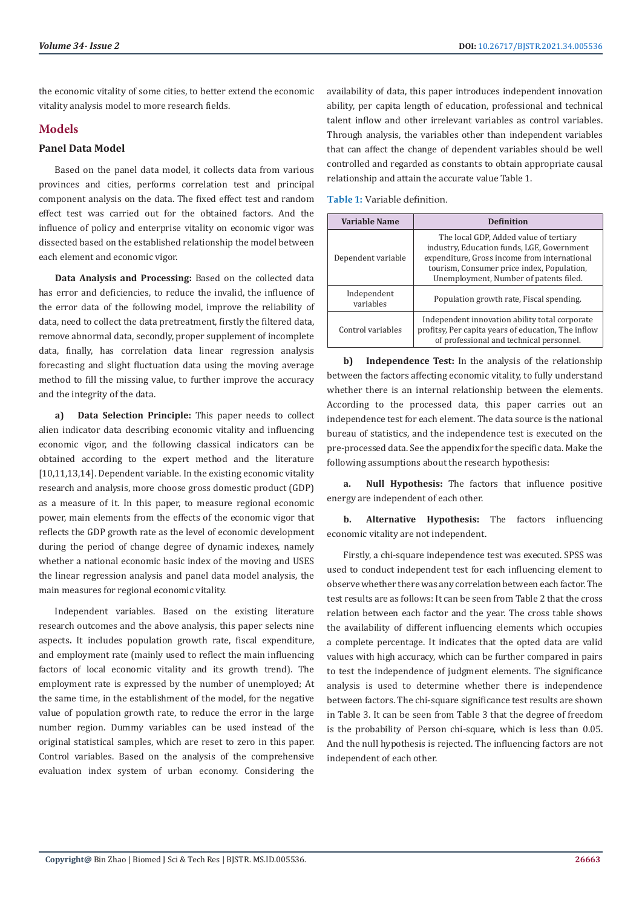the economic vitality of some cities, to better extend the economic vitality analysis model to more research fields.

## Models

### Panel Data Model

Based on the panel data model, it collects data from various provinces and cities, performs correlation test and principal component analysis on the data. The fixed effect test and random effect test was carried out for the obtained factors. And the influence of policy and enterprise vitality on economic vigor was dissected based on the established relationship the model between each element and economic vigor.

**Data Analysis and Processing:** Based on the collected data has error and deficiencies, to reduce the invalid, the influence of the error data of the following model, improve the reliability of data, need to collect the data pretreatment, firstly the filtered data, remove abnormal data, secondly, proper supplement of incomplete data, finally, has correlation data linear regression analysis forecasting and slight fluctuation data using the moving average method to fill the missing value, to further improve the accuracy and the integrity of the data.

**a) Data Selection Principle:** This paper needs to collect alien indicator data describing economic vitality and influencing economic vigor, and the following classical indicators can be obtained according to the expert method and the literature [10,11,13,14]. Dependent variable. In the existing economic vitality research and analysis, more choose gross domestic product (GDP) as a measure of it. In this paper, to measure regional economic power, main elements from the effects of the economic vigor that reflects the GDP growth rate as the level of economic development during the period of change degree of dynamic indexes, namely whether a national economic basic index of the moving and USES the linear regression analysis and panel data model analysis, the main measures for regional economic vitality.

Independent variables. Based on the existing literature research outcomes and the above analysis, this paper selects nine aspects**.** It includes population growth rate, fiscal expenditure, and employment rate (mainly used to reflect the main influencing factors of local economic vitality and its growth trend). The employment rate is expressed by the number of unemployed; At the same time, in the establishment of the model, for the negative value of population growth rate, to reduce the error in the large number region. Dummy variables can be used instead of the original statistical samples, which are reset to zero in this paper. Control variables. Based on the analysis of the comprehensive evaluation index system of urban economy. Considering the availability of data, this paper introduces independent innovation ability, per capita length of education, professional and technical talent inflow and other irrelevant variables as control variables. Through analysis, the variables other than independent variables that can affect the change of dependent variables should be well controlled and regarded as constants to obtain appropriate causal relationship and attain the accurate value Table 1.

**Table 1:** Variable definition.

| Variable Name | Definition |
|---|---|
| Dependent variable | The local GDP, Added value of tertiary industry, Education funds, LGE, Government expenditure, Gross income from international tourism, Consumer price index, Population, Unemployment, Number of patents filed. |
| Independent variables | Population growth rate, Fiscal spending. |
| Control variables | Independent innovation ability total corporate profitsy, Per capita years of education, The inflow of professional and technical personnel. |

**b) Independence Test:** In the analysis of the relationship between the factors affecting economic vitality, to fully understand whether there is an internal relationship between the elements. According to the processed data, this paper carries out an independence test for each element. The data source is the national bureau of statistics, and the independence test is executed on the pre-processed data. See the appendix for the specific data. Make the following assumptions about the research hypothesis:

**a. Null Hypothesis:** The factors that influence positive energy are independent of each other.

**b. Alternative Hypothesis:** The factors influencing economic vitality are not independent.

Firstly, a chi-square independence test was executed. SPSS was used to conduct independent test for each influencing element to observe whether there was any correlation between each factor. The test results are as follows: It can be seen from Table 2 that the cross relation between each factor and the year. The cross table shows the availability of different influencing elements which occupies a complete percentage. It indicates that the opted data are valid values with high accuracy, which can be further compared in pairs to test the independence of judgment elements. The significance analysis is used to determine whether there is independence between factors. The chi-square significance test results are shown in Table 3. It can be seen from Table 3 that the degree of freedom is the probability of Person chi-square, which is less than 0.05. And the null hypothesis is rejected. The influencing factors are not independent of each other.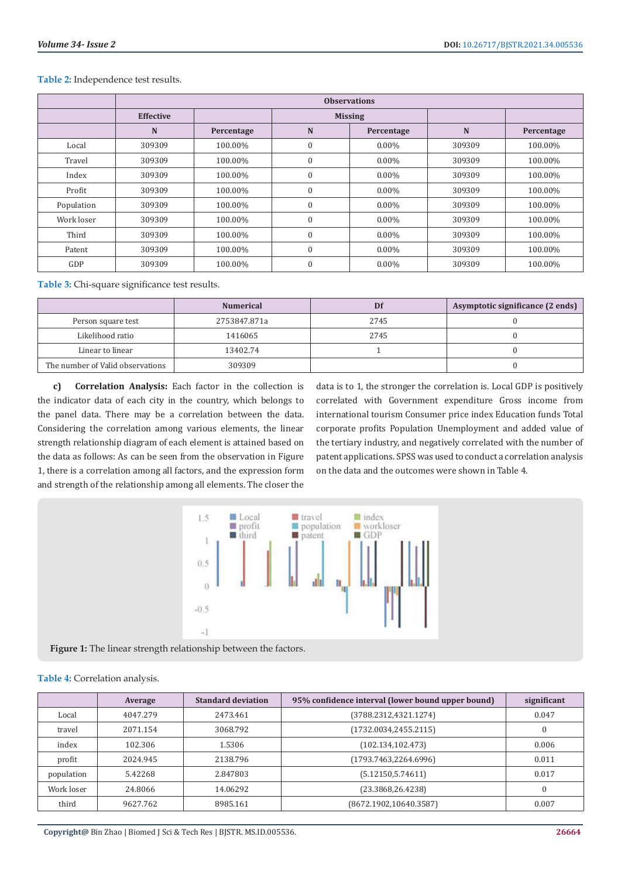**Table 2:** Independence test results.

| | Observations | | | | | |
|---|---|---|---|---|---|---|
| | Effective | | Missing | | | |
| | N | Percentage | N | Percentage | N | Percentage |
| Local | 309309 | 100.00% | 0 | 0.00% | 309309 | 100.00% |
| Travel | 309309 | 100.00% | 0 | 0.00% | 309309 | 100.00% |
| Index | 309309 | 100.00% | 0 | 0.00% | 309309 | 100.00% |
| Profit | 309309 | 100.00% | 0 | 0.00% | 309309 | 100.00% |
| Population | 309309 | 100.00% | 0 | 0.00% | 309309 | 100.00% |
| Work loser | 309309 | 100.00% | 0 | 0.00% | 309309 | 100.00% |
| Third | 309309 | 100.00% | 0 | 0.00% | 309309 | 100.00% |
| Patent | 309309 | 100.00% | 0 | 0.00% | 309309 | 100.00% |
| GDP | 309309 | 100.00% | 0 | 0.00% | 309309 | 100.00% |

**Table 3:** Chi-square significance test results.

| | Numerical | Df | Asymptotic significance (2 ends) |
|---|---|---|---|
| Person square test | 2753847.871a | 2745 | 0 |
| Likelihood ratio | 1416065 | 2745 | 0 |
| Linear to linear | 13402.74 | 1 | 0 |
| The number of Valid observations | 309309 | | 0 |

**c) Correlation Analysis:** Each factor in the collection is the indicator data of each city in the country, which belongs to the panel data. There may be a correlation between the data. Considering the correlation among various elements, the linear strength relationship diagram of each element is attained based on the data as follows: As can be seen from the observation in Figure 1, there is a correlation among all factors, and the expression form and strength of the relationship among all elements. The closer the data is to 1, the stronger the correlation is. Local GDP is positively correlated with Government expenditure Gross income from international tourism Consumer price index Education funds Total corporate profits Population Unemployment and added value of the tertiary industry, and negatively correlated with the number of patent applications. SPSS was used to conduct a correlation analysis on the data and the outcomes were shown in Table 4.

**Figure 1:** The linear strength relationship between the factors.

**Table 4:** Correlation analysis.

| | Average | Standard deviation | 95% confidence interval (lower bound upper bound) | significant |
|---|---|---|---|---|
| Local | 4047.279 | 2473.461 | (3788.2312,4321.1274) | 0.047 |
| travel | 2071.154 | 3068.792 | (1732.0034,2455.2115) | 0 |
| index | 102.306 | 1.5306 | (102.134,102.473) | 0.006 |
| profit | 2024.945 | 2138.796 | (1793.7463,2264.6996) | 0.011 |
| population | 5.42268 | 2.847803 | (5.12150,5.74611) | 0.017 |
| Work loser | 24.8066 | 14.06292 | (23.3868,26.4238) | 0 |
| third | 9627.762 | 8985.161 | (8672.1902,10640.3587) | 0.007 |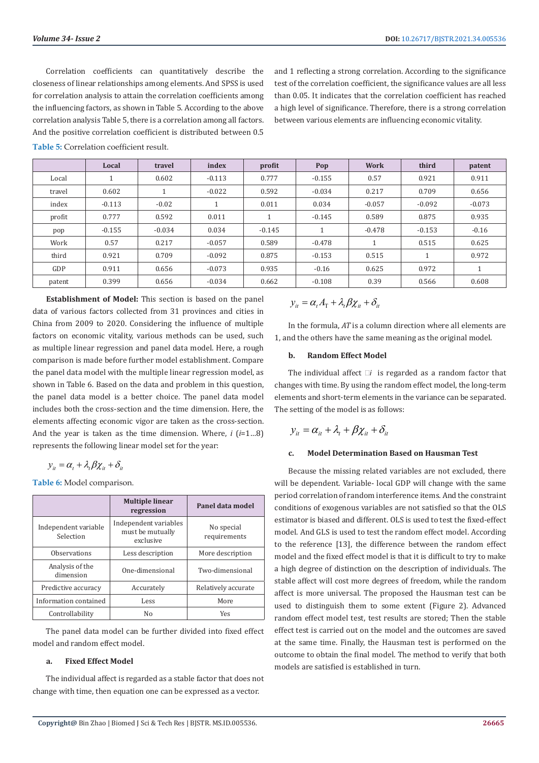Correlation coefficients can quantitatively describe the closeness of linear relationships among elements. And SPSS is used for correlation analysis to attain the correlation coefficients among the influencing factors, as shown in Table 5. According to the above correlation analysis Table 5, there is a correlation among all factors. And the positive correlation coefficient is distributed between 0.5 and 1 reflecting a strong correlation. According to the significance test of the correlation coefficient, the significance values are all less than 0.05. It indicates that the correlation coefficient has reached a high level of significance. Therefore, there is a strong correlation between various elements are influencing economic vitality.

**Table 5:** Correlation coefficient result.

| | Local | travel | index | profit | Pop | Work | third | patent |
|---|---|---|---|---|---|---|---|---|
| Local | 1 | 0.602 | -0.113 | 0.777 | -0.155 | 0.57 | 0.921 | 0.911 |
| travel | 0.602 | 1 | -0.022 | 0.592 | -0.034 | 0.217 | 0.709 | 0.656 |
| index | -0.113 | -0.02 | 1 | 0.011 | 0.034 | -0.057 | -0.092 | -0.073 |
| profit | 0.777 | 0.592 | 0.011 | 1 | -0.145 | 0.589 | 0.875 | 0.935 |
| pop | -0.155 | -0.034 | 0.034 | -0.145 | 1 | -0.478 | -0.153 | -0.16 |
| Work | 0.57 | 0.217 | -0.057 | 0.589 | -0.478 | 1 | 0.515 | 0.625 |
| third | 0.921 | 0.709 | -0.092 | 0.875 | -0.153 | 0.515 | 1 | 0.972 |
| GDP | 0.911 | 0.656 | -0.073 | 0.935 | -0.16 | 0.625 | 0.972 | 1 |
| patent | 0.399 | 0.656 | -0.034 | 0.662 | -0.108 | 0.39 | 0.566 | 0.608 |

**Establishment of Model:** This section is based on the panel data of various factors collected from 31 provinces and cities in China from 2009 to 2020. Considering the influence of multiple factors on economic vitality, various methods can be used, such as multiple linear regression and panel data model. Here, a rough comparison is made before further model establishment. Compare the panel data model with the multiple linear regression model, as shown in Table 6. Based on the data and problem in this question, the panel data model is a better choice. The panel data model includes both the cross-section and the time dimension. Here, the elements affecting economic vigor are taken as the cross-section. And the year is taken as the time dimension. Where, *i* ($i$=1…8) represents the following linear model set for the year:

$$y_{it} = \alpha_t + \lambda_t \beta \chi_{it} + \delta_{it}$$

**Table 6:** Model comparison.

| | Multiple linear regression | Panel data model |
|---|---|---|
| Independent variable Selection | Independent variables must be mutually exclusive | No special requirements |
| Observations | Less description | More description |
| Analysis of the dimension | One-dimensional | Two-dimensional |
| Predictive accuracy | Accurately | Relatively accurate |
| Information contained | Less | More |
| Controllability | No | Yes |

The panel data model can be further divided into fixed effect model and random effect model.

**a. Fixed Effect Model**

The individual affect is regarded as a stable factor that does not change with time, then equation one can be expressed as a vector.

$$y_{it} = \alpha_i A_T + \lambda_t \beta \chi_{it} + \delta_{it}$$

In the formula, *AT* is a column direction where all elements are 1, and the others have the same meaning as the original model.

**b. Random Effect Model**

The individual affect □*i* is regarded as a random factor that changes with time. By using the random effect model, the long-term elements and short-term elements in the variance can be separated. The setting of the model is as follows:

$$y_{it} = \alpha_{it} + \lambda_t + \beta \chi_{it} + \delta_{it}$$

**c. Model Determination Based on Hausman Test**

Because the missing related variables are not excluded, there will be dependent. Variable- local GDP will change with the same period correlation of random interference items. And the constraint conditions of exogenous variables are not satisfied so that the OLS estimator is biased and different. OLS is used to test the fixed-effect model. And GLS is used to test the random effect model. According to the reference [13], the difference between the random effect model and the fixed effect model is that it is difficult to try to make a high degree of distinction on the description of individuals. The stable affect will cost more degrees of freedom, while the random affect is more universal. The proposed the Hausman test can be used to distinguish them to some extent (Figure 2). Advanced random effect model test, test results are stored; Then the stable effect test is carried out on the model and the outcomes are saved at the same time. Finally, the Hausman test is performed on the outcome to obtain the final model. The method to verify that both models are satisfied is established in turn.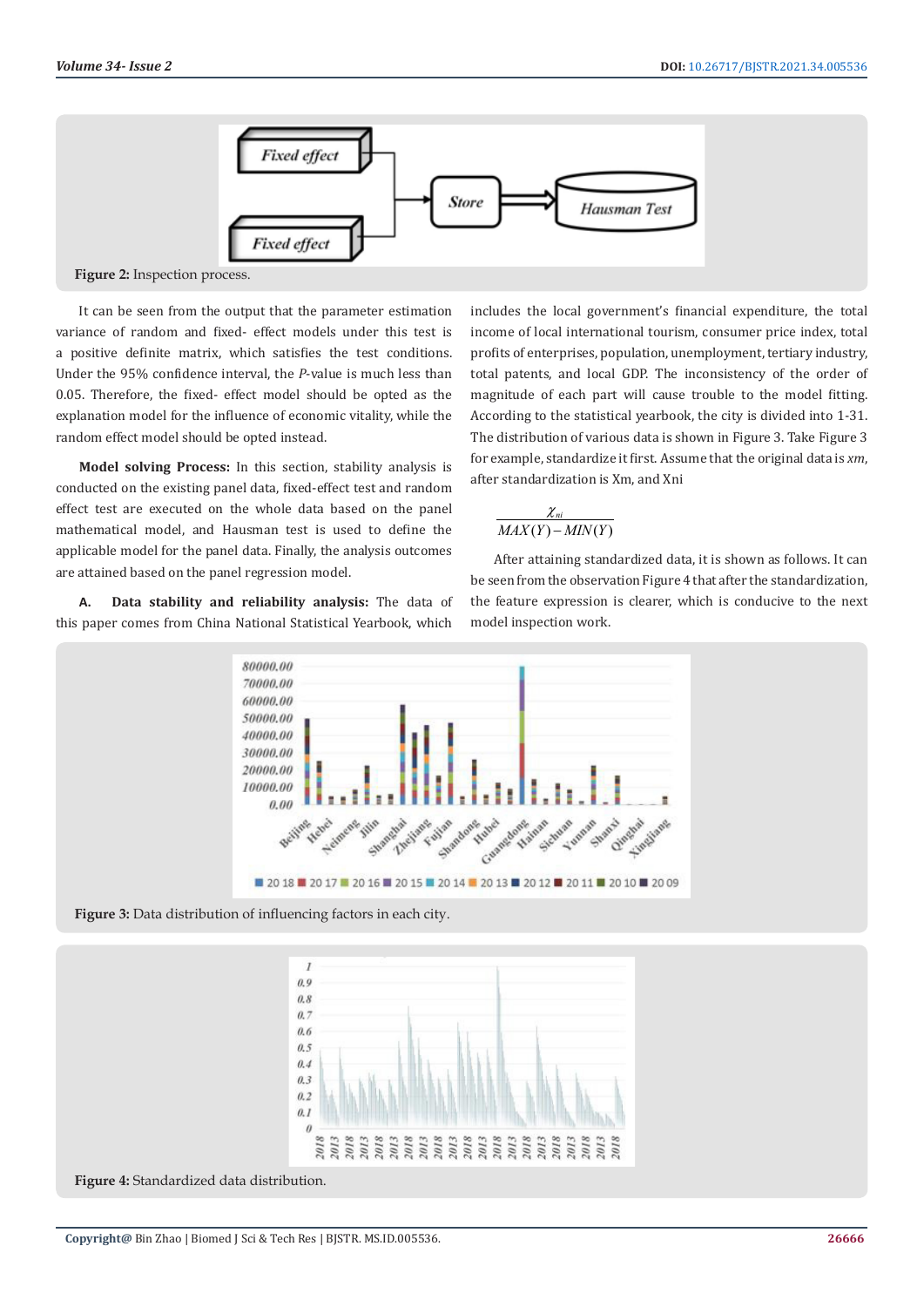Figure 2: Inspection process.

It can be seen from the output that the parameter estimation variance of random and fixed- effect models under this test is a positive definite matrix, which satisfies the test conditions. Under the 95% confidence interval, the *P*-value is much less than 0.05. Therefore, the fixed- effect model should be opted as the explanation model for the influence of economic vitality, while the random effect model should be opted instead.

**Model solving Process:** In this section, stability analysis is conducted on the existing panel data, fixed-effect test and random effect test are executed on the whole data based on the panel mathematical model, and Hausman test is used to define the applicable model for the panel data. Finally, the analysis outcomes are attained based on the panel regression model.

**A. Data stability and reliability analysis:** The data of this paper comes from China National Statistical Yearbook, which includes the local government's financial expenditure, the total income of local international tourism, consumer price index, total profits of enterprises, population, unemployment, tertiary industry, total patents, and local GDP. The inconsistency of the order of magnitude of each part will cause trouble to the model fitting. According to the statistical yearbook, the city is divided into 1-31. The distribution of various data is shown in Figure 3. Take Figure 3 for example, standardize it first. Assume that the original data is *xm*, after standardization is Xm, and Xni

$$\frac{\chi_{ni}}{MAX(Y)-MIN(Y)}$$

After attaining standardized data, it is shown as follows. It can be seen from the observation Figure 4 that after the standardization, the feature expression is clearer, which is conducive to the next model inspection work.

Figure 3: Data distribution of influencing factors in each city.

Figure 4: Standardized data distribution.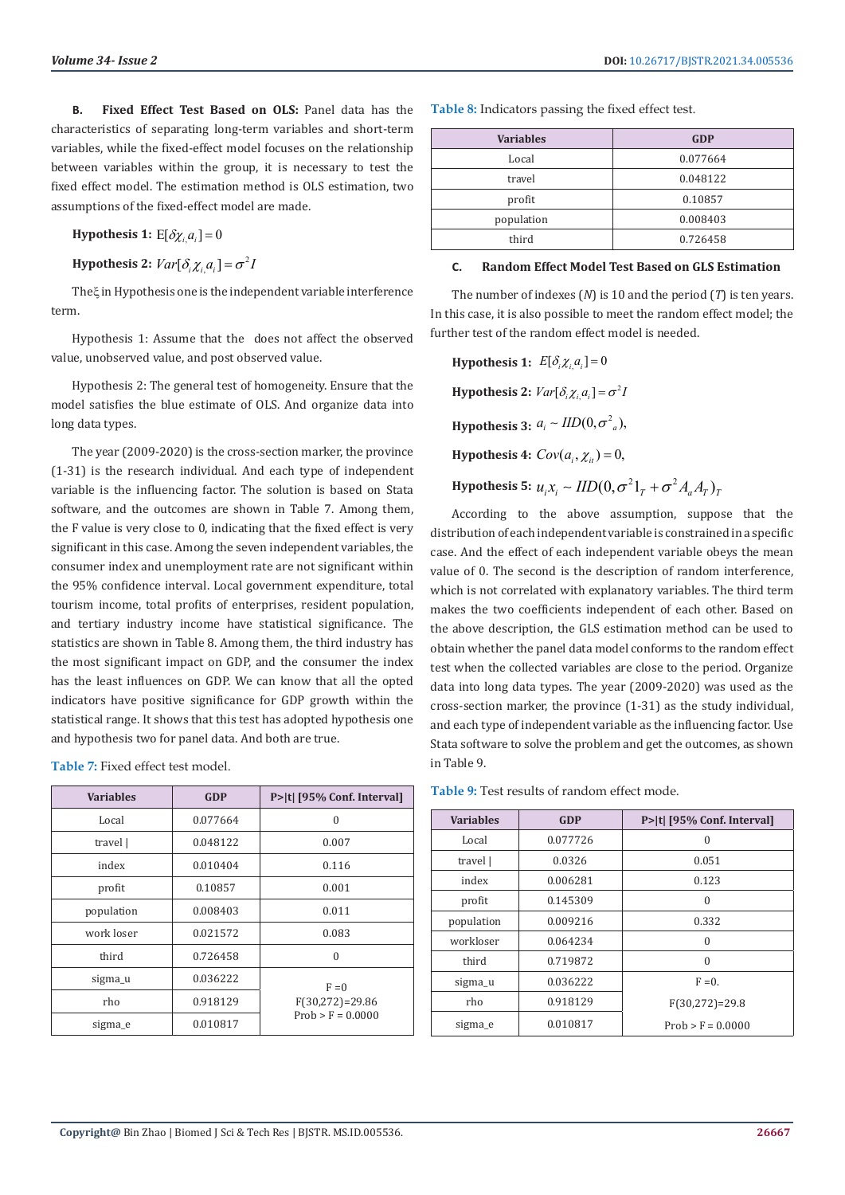**B. Fixed Effect Test Based on OLS:** Panel data has the characteristics of separating long-term variables and short-term variables, while the fixed-effect model focuses on the relationship between variables within the group, it is necessary to test the fixed effect model. The estimation method is OLS estimation, two assumptions of the fixed-effect model are made.

**Hypothesis 1:** $E[\delta\chi_{i,}a_i]=0$

**Hypothesis 2:** $Var[\delta_i\chi_{i,}a_i]=\sigma^2 I$

Theξ in Hypothesis one is the independent variable interference term.

Hypothesis 1: Assume that the  does not affect the observed value, unobserved value, and post observed value.

Hypothesis 2: The general test of homogeneity. Ensure that the model satisfies the blue estimate of OLS. And organize data into long data types.

The year (2009-2020) is the cross-section marker, the province (1-31) is the research individual. And each type of independent variable is the influencing factor. The solution is based on Stata software, and the outcomes are shown in Table 7. Among them, the F value is very close to 0, indicating that the fixed effect is very significant in this case. Among the seven independent variables, the consumer index and unemployment rate are not significant within the 95% confidence interval. Local government expenditure, total tourism income, total profits of enterprises, resident population, and tertiary industry income have statistical significance. The statistics are shown in Table 8. Among them, the third industry has the most significant impact on GDP, and the consumer the index has the least influences on GDP. We can know that all the opted indicators have positive significance for GDP growth within the statistical range. It shows that this test has adopted hypothesis one and hypothesis two for panel data. And both are true.

**Table 7:** Fixed effect test model.

| Variables | GDP | P>\|t\| [95% Conf. Interval] |
|---|---|---|
| Local | 0.077664 | 0 |
| travel \| | 0.048122 | 0.007 |
| index | 0.010404 | 0.116 |
| profit | 0.10857 | 0.001 |
| population | 0.008403 | 0.011 |
| work loser | 0.021572 | 0.083 |
| third | 0.726458 | 0 |
| sigma_u | 0.036222 | F =0 |
| rho | 0.918129 | F(30,272)=29.86 |
| sigma_e | 0.010817 | Prob > F = 0.0000 |

**Table 8:** Indicators passing the fixed effect test.

| Variables | GDP |
|---|---|
| Local | 0.077664 |
| travel | 0.048122 |
| profit | 0.10857 |
| population | 0.008403 |
| third | 0.726458 |

**C. Random Effect Model Test Based on GLS Estimation**

The number of indexes (*N*) is 10 and the period (*T*) is ten years. In this case, it is also possible to meet the random effect model; the further test of the random effect model is needed.

**Hypothesis 1:** $E[\delta_i\chi_{i,}a_i]=0$

**Hypothesis 2:** $Var[\delta_i\chi_{i,}a_i]=\sigma^2 I$

**Hypothesis 3:** $a_i \sim IID(0,\sigma^2{}_a),$

**Hypothesis 4:** $Cov(a_i,\chi_{it})=0,$

**Hypothesis 5:** $u_i x_i \sim IID(0,\sigma^2 1_T+\sigma^2 A_a A_T)_T$

According to the above assumption, suppose that the distribution of each independent variable is constrained in a specific case. And the effect of each independent variable obeys the mean value of 0. The second is the description of random interference, which is not correlated with explanatory variables. The third term makes the two coefficients independent of each other. Based on the above description, the GLS estimation method can be used to obtain whether the panel data model conforms to the random effect test when the collected variables are close to the period. Organize data into long data types. The year (2009-2020) was used as the cross-section marker, the province (1-31) as the study individual, and each type of independent variable as the influencing factor. Use Stata software to solve the problem and get the outcomes, as shown in Table 9.

**Table 9:** Test results of random effect mode.

| Variables | GDP | P>\|t\| [95% Conf. Interval] |
|---|---|---|
| Local | 0.077726 | 0 |
| travel \| | 0.0326 | 0.051 |
| index | 0.006281 | 0.123 |
| profit | 0.145309 | 0 |
| population | 0.009216 | 0.332 |
| workloser | 0.064234 | 0 |
| third | 0.719872 | 0 |
| sigma_u | 0.036222 | F =0. |
| rho | 0.918129 | F(30,272)=29.8 |
| sigma_e | 0.010817 | Prob > F = 0.0000 |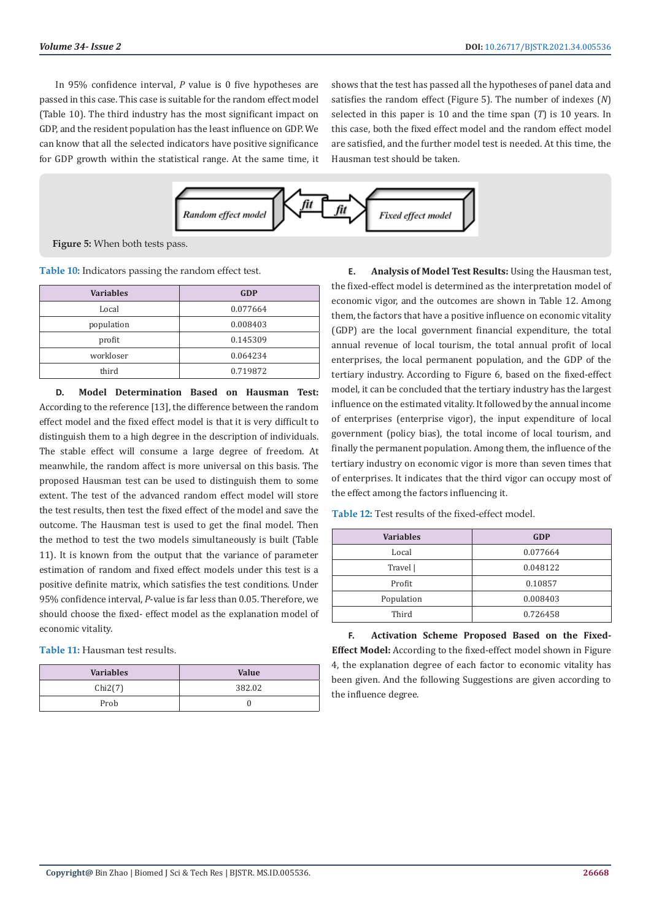In 95% confidence interval, *P* value is 0 five hypotheses are passed in this case. This case is suitable for the random effect model (Table 10). The third industry has the most significant impact on GDP, and the resident population has the least influence on GDP. We can know that all the selected indicators have positive significance for GDP growth within the statistical range. At the same time, it shows that the test has passed all the hypotheses of panel data and satisfies the random effect (Figure 5). The number of indexes (*N*) selected in this paper is 10 and the time span (*T*) is 10 years. In this case, both the fixed effect model and the random effect model are satisfied, and the further model test is needed. At this time, the Hausman test should be taken.

**Figure 5:** When both tests pass.

**Table 10:** Indicators passing the random effect test.

| Variables | GDP |
|---|---|
| Local | 0.077664 |
| population | 0.008403 |
| profit | 0.145309 |
| workloser | 0.064234 |
| third | 0.719872 |

**D. Model Determination Based on Hausman Test:** According to the reference [13], the difference between the random effect model and the fixed effect model is that it is very difficult to distinguish them to a high degree in the description of individuals. The stable effect will consume a large degree of freedom. At the meanwhile, the random affect is more universal on this basis. The proposed Hausman test can be used to distinguish them to some extent. The test of the advanced random effect model will store the test results, then test the fixed effect of the model and save the outcome. The Hausman test is used to get the final model. Then the method to test the two models simultaneously is built (Table 11). It is known from the output that the variance of parameter estimation of random and fixed effect models under this test is a positive definite matrix, which satisfies the test conditions. Under 95% confidence interval, *P*-value is far less than 0.05. Therefore, we should choose the fixed- effect model as the explanation model of economic vitality.

**Table 11:** Hausman test results.

| Variables | Value |
|---|---|
| Chi2(7) | 382.02 |
| Prob | 0 |

**E. Analysis of Model Test Results:** Using the Hausman test, the fixed-effect model is determined as the interpretation model of economic vigor, and the outcomes are shown in Table 12. Among them, the factors that have a positive influence on economic vitality (GDP) are the local government financial expenditure, the total annual revenue of local tourism, the total annual profit of local enterprises, the local permanent population, and the GDP of the tertiary industry. According to Figure 6, based on the fixed-effect model, it can be concluded that the tertiary industry has the largest influence on the estimated vitality. It followed by the annual income of enterprises (enterprise vigor), the input expenditure of local government (policy bias), the total income of local tourism, and finally the permanent population. Among them, the influence of the tertiary industry on economic vigor is more than seven times that of enterprises. It indicates that the third vigor can occupy most of the effect among the factors influencing it.

**Table 12:** Test results of the fixed-effect model.

| Variables | GDP |
|---|---|
| Local | 0.077664 |
| Travel \| | 0.048122 |
| Profit | 0.10857 |
| Population | 0.008403 |
| Third | 0.726458 |

**F. Activation Scheme Proposed Based on the Fixed-Effect Model:** According to the fixed-effect model shown in Figure 4, the explanation degree of each factor to economic vitality has been given. And the following Suggestions are given according to the influence degree.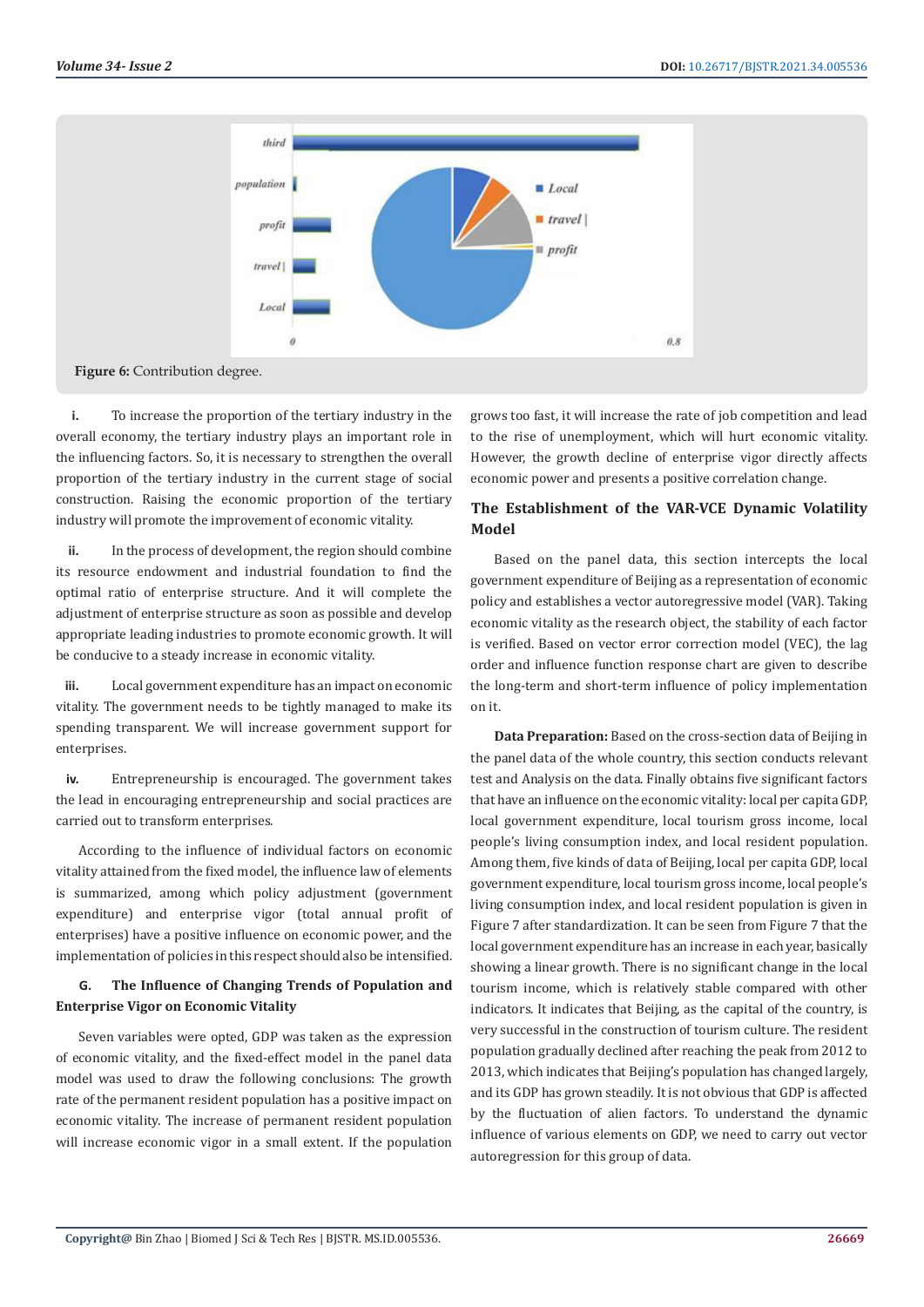Figure 6: Contribution degree.

i. To increase the proportion of the tertiary industry in the overall economy, the tertiary industry plays an important role in the influencing factors. So, it is necessary to strengthen the overall proportion of the tertiary industry in the current stage of social construction. Raising the economic proportion of the tertiary industry will promote the improvement of economic vitality.

ii. In the process of development, the region should combine its resource endowment and industrial foundation to find the optimal ratio of enterprise structure. And it will complete the adjustment of enterprise structure as soon as possible and develop appropriate leading industries to promote economic growth. It will be conducive to a steady increase in economic vitality.

iii. Local government expenditure has an impact on economic vitality. The government needs to be tightly managed to make its spending transparent. We will increase government support for enterprises.

iv. Entrepreneurship is encouraged. The government takes the lead in encouraging entrepreneurship and social practices are carried out to transform enterprises.

According to the influence of individual factors on economic vitality attained from the fixed model, the influence law of elements is summarized, among which policy adjustment (government expenditure) and enterprise vigor (total annual profit of enterprises) have a positive influence on economic power, and the implementation of policies in this respect should also be intensified.

### G. The Influence of Changing Trends of Population and Enterprise Vigor on Economic Vitality

Seven variables were opted, GDP was taken as the expression of economic vitality, and the fixed-effect model in the panel data model was used to draw the following conclusions: The growth rate of the permanent resident population has a positive impact on economic vitality. The increase of permanent resident population will increase economic vigor in a small extent. If the population grows too fast, it will increase the rate of job competition and lead to the rise of unemployment, which will hurt economic vitality. However, the growth decline of enterprise vigor directly affects economic power and presents a positive correlation change.

## The Establishment of the VAR-VCE Dynamic Volatility Model

Based on the panel data, this section intercepts the local government expenditure of Beijing as a representation of economic policy and establishes a vector autoregressive model (VAR). Taking economic vitality as the research object, the stability of each factor is verified. Based on vector error correction model (VEC), the lag order and influence function response chart are given to describe the long-term and short-term influence of policy implementation on it.

**Data Preparation:** Based on the cross-section data of Beijing in the panel data of the whole country, this section conducts relevant test and Analysis on the data. Finally obtains five significant factors that have an influence on the economic vitality: local per capita GDP, local government expenditure, local tourism gross income, local people's living consumption index, and local resident population. Among them, five kinds of data of Beijing, local per capita GDP, local government expenditure, local tourism gross income, local people's living consumption index, and local resident population is given in Figure 7 after standardization. It can be seen from Figure 7 that the local government expenditure has an increase in each year, basically showing a linear growth. There is no significant change in the local tourism income, which is relatively stable compared with other indicators. It indicates that Beijing, as the capital of the country, is very successful in the construction of tourism culture. The resident population gradually declined after reaching the peak from 2012 to 2013, which indicates that Beijing's population has changed largely, and its GDP has grown steadily. It is not obvious that GDP is affected by the fluctuation of alien factors. To understand the dynamic influence of various elements on GDP, we need to carry out vector autoregression for this group of data.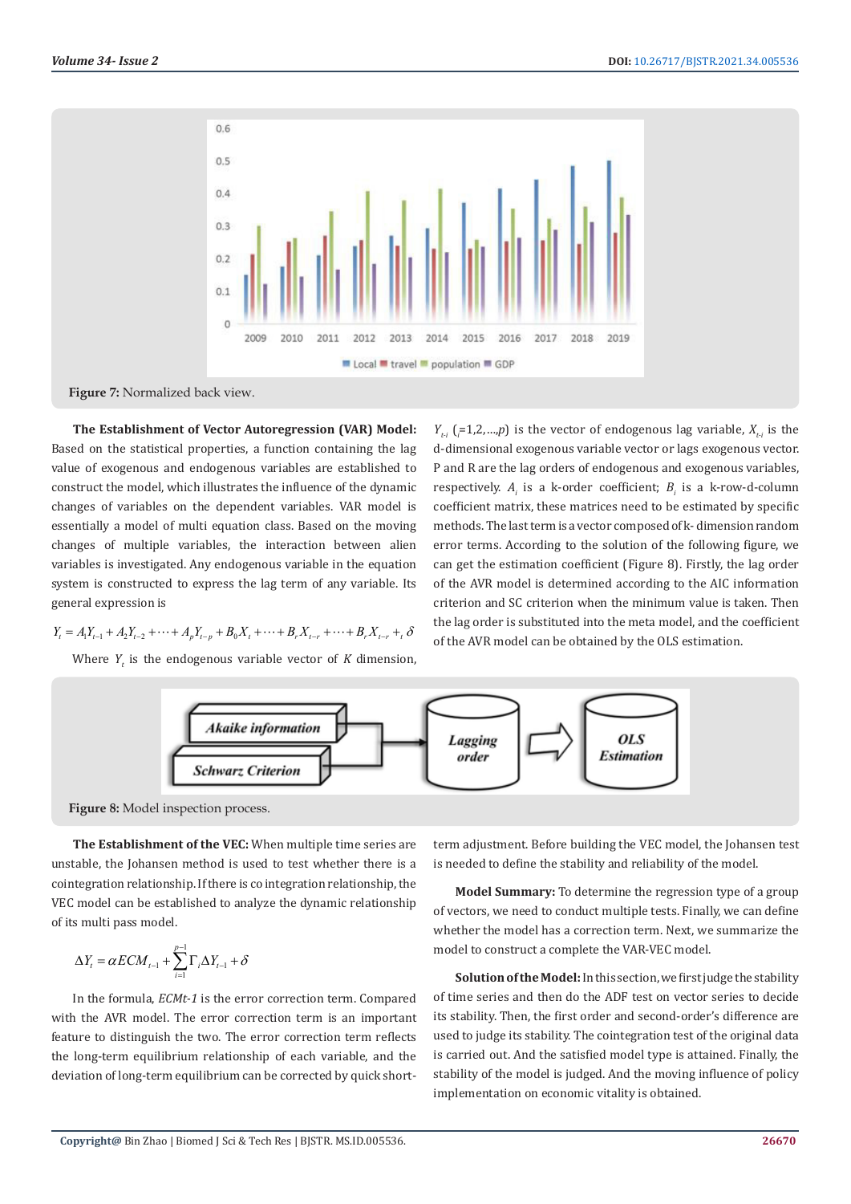Figure 7: Normalized back view.

**The Establishment of Vector Autoregression (VAR) Model:** Based on the statistical properties, a function containing the lag value of exogenous and endogenous variables are established to construct the model, which illustrates the influence of the dynamic changes of variables on the dependent variables. VAR model is essentially a model of multi equation class. Based on the moving changes of multiple variables, the interaction between alien variables is investigated. Any endogenous variable in the equation system is constructed to express the lag term of any variable. Its general expression is

$$Y_t = A_1 Y_{t-1} + A_2 Y_{t-2} + \cdots + A_p Y_{t-p} + B_0 X_t + \cdots + B_r X_{t-r} + \cdots + B_r X_{t-r} +_t \delta$$

Where $Y_t$ is the endogenous variable vector of $K$ dimension, $Y_{t-i}$ ($i$=1,2,...,$p$) is the vector of endogenous lag variable, $X_{t-i}$ is the d-dimensional exogenous variable vector or lags exogenous vector. P and R are the lag orders of endogenous and exogenous variables, respectively. $A_i$ is a k-order coefficient; $B_i$ is a k-row-d-column coefficient matrix, these matrices need to be estimated by specific methods. The last term is a vector composed of k- dimension random error terms. According to the solution of the following figure, we can get the estimation coefficient (Figure 8). Firstly, the lag order of the AVR model is determined according to the AIC information criterion and SC criterion when the minimum value is taken. Then the lag order is substituted into the meta model, and the coefficient of the AVR model can be obtained by the OLS estimation.

Figure 8: Model inspection process.

**The Establishment of the VEC:** When multiple time series are unstable, the Johansen method is used to test whether there is a cointegration relationship. If there is co integration relationship, the VEC model can be established to analyze the dynamic relationship of its multi pass model.

$$\Delta Y_t = \alpha ECM_{t-1} + \sum_{i=1}^{p-1} \Gamma_i \Delta Y_{t-1} + \delta$$

In the formula, *ECMt-1* is the error correction term. Compared with the AVR model. The error correction term is an important feature to distinguish the two. The error correction term reflects the long-term equilibrium relationship of each variable, and the deviation of long-term equilibrium can be corrected by quick short-term adjustment. Before building the VEC model, the Johansen test is needed to define the stability and reliability of the model.

**Model Summary:** To determine the regression type of a group of vectors, we need to conduct multiple tests. Finally, we can define whether the model has a correction term. Next, we summarize the model to construct a complete the VAR-VEC model.

**Solution of the Model:** In this section, we first judge the stability of time series and then do the ADF test on vector series to decide its stability. Then, the first order and second-order's difference are used to judge its stability. The cointegration test of the original data is carried out. And the satisfied model type is attained. Finally, the stability of the model is judged. And the moving influence of policy implementation on economic vitality is obtained.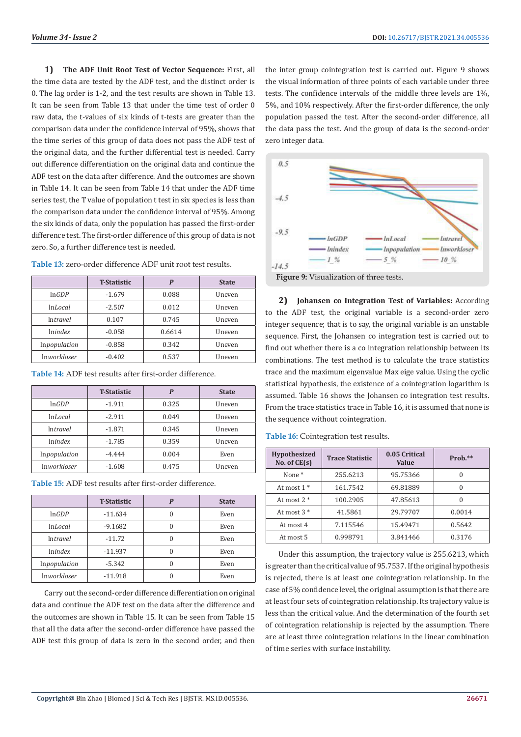**1) The ADF Unit Root Test of Vector Sequence:** First, all the time data are tested by the ADF test, and the distinct order is 0. The lag order is 1-2, and the test results are shown in Table 13. It can be seen from Table 13 that under the time test of order 0 raw data, the t-values of six kinds of t-tests are greater than the comparison data under the confidence interval of 95%, shows that the time series of this group of data does not pass the ADF test of the original data, and the further differential test is needed. Carry out difference differentiation on the original data and continue the ADF test on the data after difference. And the outcomes are shown in Table 14. It can be seen from Table 14 that under the ADF time series test, the T value of population t test in six species is less than the comparison data under the confidence interval of 95%. Among the six kinds of data, only the population has passed the first-order difference test. The first-order difference of this group of data is not zero. So, a further difference test is needed.

Table 13: zero-order difference ADF unit root test results.

| | T-Statistic | *P* | State |
|---|---|---|---|
| ln*GDP* | -1.679 | 0.088 | Uneven |
| ln*Local* | -2.507 | 0.012 | Uneven |
| ln*travel* | 0.107 | 0.745 | Uneven |
| ln*index* | -0.058 | 0.6614 | Uneven |
| ln*population* | -0.858 | 0.342 | Uneven |
| ln*workloser* | -0.402 | 0.537 | Uneven |

Table 14: ADF test results after first-order difference.

| | T-Statistic | *P* | State |
|---|---|---|---|
| ln*GDP* | -1.911 | 0.325 | Uneven |
| ln*Local* | -2.911 | 0.049 | Uneven |
| ln*travel* | -1.871 | 0.345 | Uneven |
| ln*index* | -1.785 | 0.359 | Uneven |
| ln*population* | -4.444 | 0.004 | Even |
| ln*workloser* | -1.608 | 0.475 | Uneven |

Table 15: ADF test results after first-order difference.

| | T-Statistic | *P* | State |
|---|---|---|---|
| ln*GDP* | -11.634 | 0 | Even |
| ln*Local* | -9.1682 | 0 | Even |
| ln*travel* | -11.72 | 0 | Even |
| ln*index* | -11.937 | 0 | Even |
| ln*population* | -5.342 | 0 | Even |
| ln*workloser* | -11.918 | 0 | Even |

Carry out the second-order difference differentiation on original data and continue the ADF test on the data after the difference and the outcomes are shown in Table 15. It can be seen from Table 15 that all the data after the second-order difference have passed the ADF test this group of data is zero in the second order, and then the inter group cointegration test is carried out. Figure 9 shows the visual information of three points of each variable under three tests. The confidence intervals of the middle three levels are 1%, 5%, and 10% respectively. After the first-order difference, the only population passed the test. After the second-order difference, all the data pass the test. And the group of data is the second-order zero integer data.

Figure 9: Visualization of three tests.

**2) Johansen co Integration Test of Variables:** According to the ADF test, the original variable is a second-order zero integer sequence; that is to say, the original variable is an unstable sequence. First, the Johansen co integration test is carried out to find out whether there is a co integration relationship between its combinations. The test method is to calculate the trace statistics trace and the maximum eigenvalue Max eige value. Using the cyclic statistical hypothesis, the existence of a cointegration logarithm is assumed. Table 16 shows the Johansen co integration test results. From the trace statistics trace in Table 16, it is assumed that none is the sequence without cointegration.

Table 16: Cointegration test results.

| Hypothesized No. of CE(s) | Trace Statistic | 0.05 Critical Value | Prob.** |
|---|---|---|---|
| None * | 255.6213 | 95.75366 | 0 |
| At most 1 * | 161.7542 | 69.81889 | 0 |
| At most 2 * | 100.2905 | 47.85613 | 0 |
| At most 3 * | 41.5861 | 29.79707 | 0.0014 |
| At most 4 | 7.115546 | 15.49471 | 0.5642 |
| At most 5 | 0.998791 | 3.841466 | 0.3176 |

Under this assumption, the trajectory value is 255.6213, which is greater than the critical value of 95.7537. If the original hypothesis is rejected, there is at least one cointegration relationship. In the case of 5% confidence level, the original assumption is that there are at least four sets of cointegration relationship. Its trajectory value is less than the critical value. And the determination of the fourth set of cointegration relationship is rejected by the assumption. There are at least three cointegration relations in the linear combination of time series with surface instability.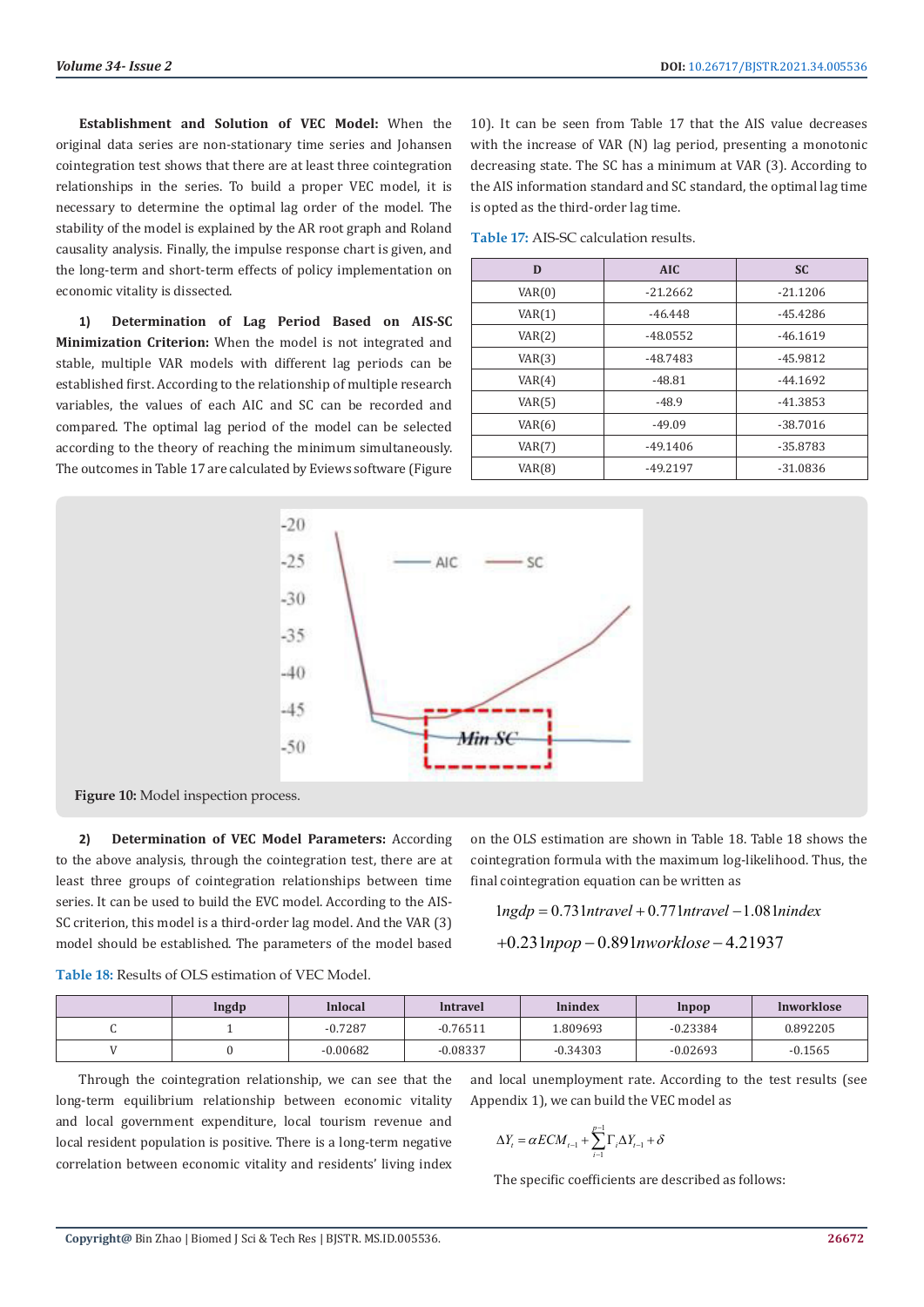**Establishment and Solution of VEC Model:** When the original data series are non-stationary time series and Johansen cointegration test shows that there are at least three cointegration relationships in the series. To build a proper VEC model, it is necessary to determine the optimal lag order of the model. The stability of the model is explained by the AR root graph and Roland causality analysis. Finally, the impulse response chart is given, and the long-term and short-term effects of policy implementation on economic vitality is dissected.

**1) Determination of Lag Period Based on AIS-SC Minimization Criterion:** When the model is not integrated and stable, multiple VAR models with different lag periods can be established first. According to the relationship of multiple research variables, the values of each AIC and SC can be recorded and compared. The optimal lag period of the model can be selected according to the theory of reaching the minimum simultaneously. The outcomes in Table 17 are calculated by Eviews software (Figure 10). It can be seen from Table 17 that the AIS value decreases with the increase of VAR (N) lag period, presenting a monotonic decreasing state. The SC has a minimum at VAR (3). According to the AIS information standard and SC standard, the optimal lag time is opted as the third-order lag time.

**Table 17:** AIS-SC calculation results.

| D | AIC | SC |
|---|---|---|
| VAR(0) | -21.2662 | -21.1206 |
| VAR(1) | -46.448 | -45.4286 |
| VAR(2) | -48.0552 | -46.1619 |
| VAR(3) | -48.7483 | -45.9812 |
| VAR(4) | -48.81 | -44.1692 |
| VAR(5) | -48.9 | -41.3853 |
| VAR(6) | -49.09 | -38.7016 |
| VAR(7) | -49.1406 | -35.8783 |
| VAR(8) | -49.2197 | -31.0836 |

**Figure 10:** Model inspection process.

**2) Determination of VEC Model Parameters:** According to the above analysis, through the cointegration test, there are at least three groups of cointegration relationships between time series. It can be used to build the EVC model. According to the AIS-SC criterion, this model is a third-order lag model. And the VAR (3) model should be established. The parameters of the model based on the OLS estimation are shown in Table 18. Table 18 shows the cointegration formula with the maximum log-likelihood. Thus, the final cointegration equation can be written as

$$
\begin{aligned}
lngdp &= 0.73 1ntravel + 0.77 1ntravel - 1.08 1nindex \\
&+ 0.23 1npop - 0.89 1nworklose - 4.21937
\end{aligned}
$$

**Table 18:** Results of OLS estimation of VEC Model.

| | lngdp | lnlocal | lntravel | lnindex | lnpop | lnworklose |
|---|---|---|---|---|---|---|
| C | 1 | -0.7287 | -0.76511 | 1.809693 | -0.23384 | 0.892205 |
| V | 0 | -0.00682 | -0.08337 | -0.34303 | -0.02693 | -0.1565 |

Through the cointegration relationship, we can see that the long-term equilibrium relationship between economic vitality and local government expenditure, local tourism revenue and local resident population is positive. There is a long-term negative correlation between economic vitality and residents' living index and local unemployment rate. According to the test results (see Appendix 1), we can build the VEC model as

$$
\Delta Y_t = \alpha ECM_{t-1} + \sum_{i=1}^{p-1} \Gamma_i \Delta Y_{t-1} + \delta
$$

The specific coefficients are described as follows: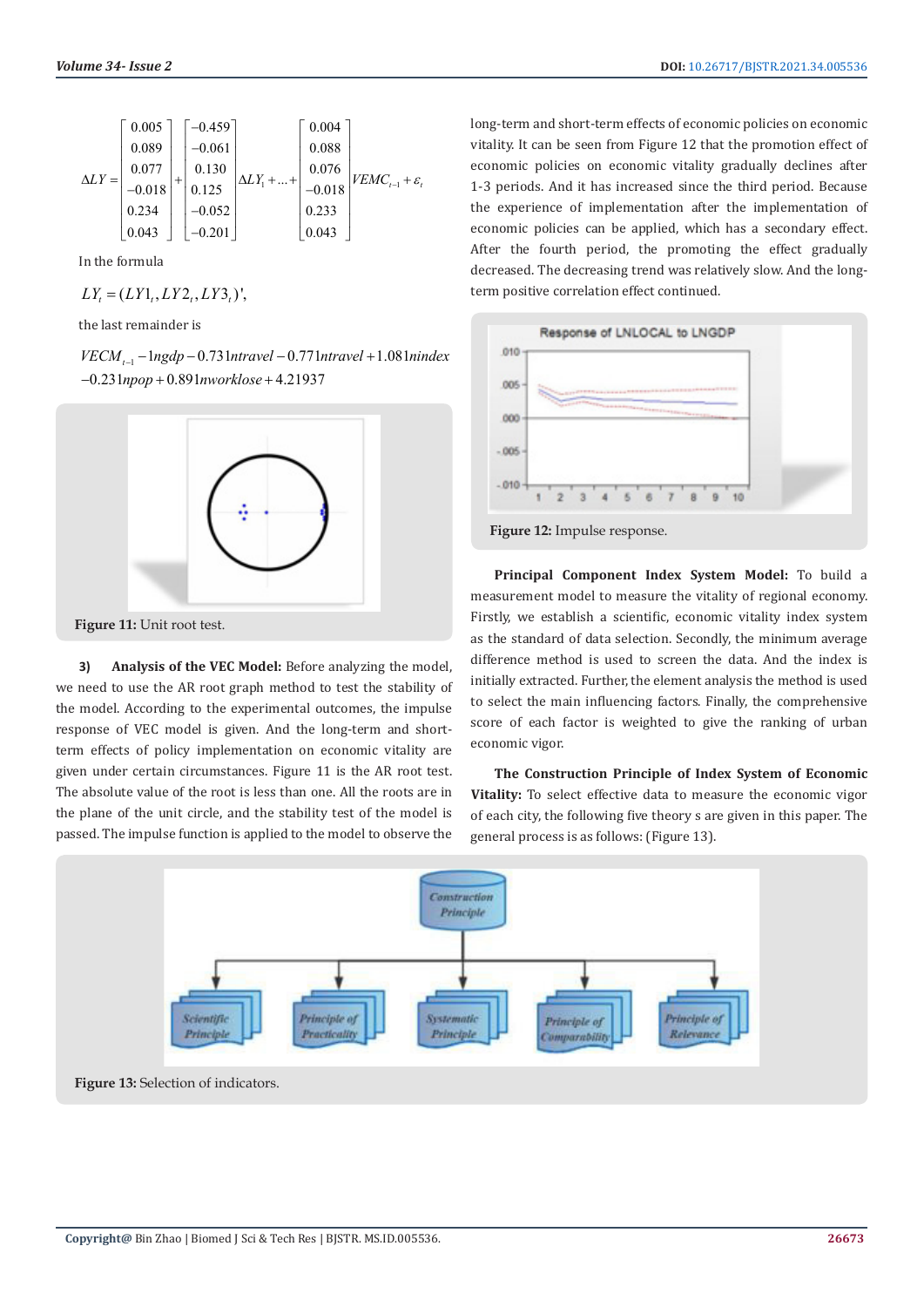$$\Delta LY = \begin{bmatrix} 0.005 \\ 0.089 \\ 0.077 \\ -0.018 \\ 0.234 \\ 0.043 \end{bmatrix} + \begin{bmatrix} -0.459 \\ -0.061 \\ 0.130 \\ 0.125 \\ -0.052 \\ -0.201 \end{bmatrix} \Delta LY_1 + \ldots + \begin{bmatrix} 0.004 \\ 0.088 \\ 0.076 \\ -0.018 \\ 0.233 \\ 0.043 \end{bmatrix} VEMC_{t-1} + \varepsilon_t$$

In the formula

$$LY_t = (LY1_t, LY2_t, LY3_t)',$$

the last remainder is

$$VECM_{t-1} - 1ngdp - 0.731ntravel - 0.771ntravel + 1.081nindex$$
$$-0.231npop + 0.891nworklose + 4.21937$$

Figure 11: Unit root test.

**3) Analysis of the VEC Model:** Before analyzing the model, we need to use the AR root graph method to test the stability of the model. According to the experimental outcomes, the impulse response of VEC model is given. And the long-term and short-term effects of policy implementation on economic vitality are given under certain circumstances. Figure 11 is the AR root test. The absolute value of the root is less than one. All the roots are in the plane of the unit circle, and the stability test of the model is passed. The impulse function is applied to the model to observe the long-term and short-term effects of economic policies on economic vitality. It can be seen from Figure 12 that the promotion effect of economic policies on economic vitality gradually declines after 1-3 periods. And it has increased since the third period. Because the experience of implementation after the implementation of economic policies can be applied, which has a secondary effect. After the fourth period, the promoting the effect gradually decreased. The decreasing trend was relatively slow. And the long-term positive correlation effect continued.

Figure 12: Impulse response.

**Principal Component Index System Model:** To build a measurement model to measure the vitality of regional economy. Firstly, we establish a scientific, economic vitality index system as the standard of data selection. Secondly, the minimum average difference method is used to screen the data. And the index is initially extracted. Further, the element analysis the method is used to select the main influencing factors. Finally, the comprehensive score of each factor is weighted to give the ranking of urban economic vigor.

**The Construction Principle of Index System of Economic Vitality:** To select effective data to measure the economic vigor of each city, the following five theory s are given in this paper. The general process is as follows: (Figure 13).

Figure 13: Selection of indicators.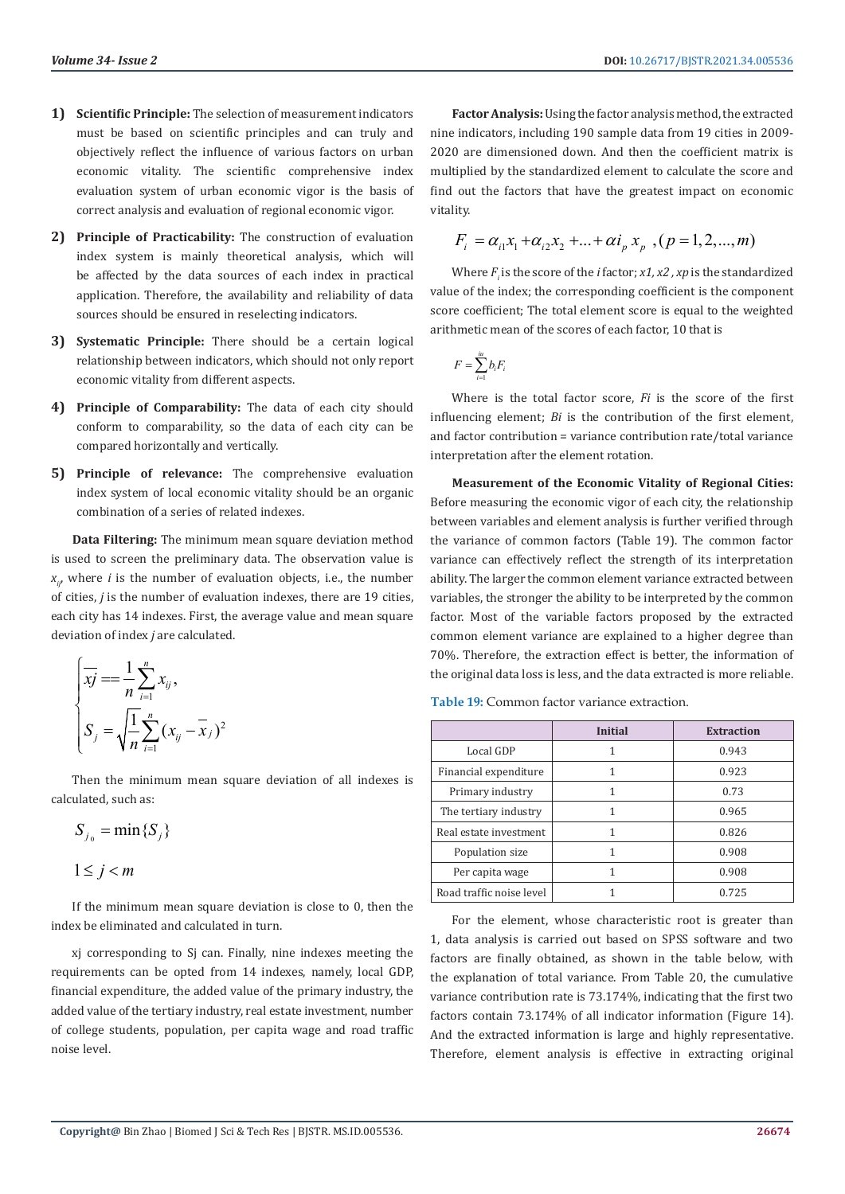1) **Scientific Principle:** The selection of measurement indicators must be based on scientific principles and can truly and objectively reflect the influence of various factors on urban economic vitality. The scientific comprehensive index evaluation system of urban economic vigor is the basis of correct analysis and evaluation of regional economic vigor.

2) **Principle of Practicability:** The construction of evaluation index system is mainly theoretical analysis, which will be affected by the data sources of each index in practical application. Therefore, the availability and reliability of data sources should be ensured in reselecting indicators.

3) **Systematic Principle:** There should be a certain logical relationship between indicators, which should not only report economic vitality from different aspects.

4) **Principle of Comparability:** The data of each city should conform to comparability, so the data of each city can be compared horizontally and vertically.

5) **Principle of relevance:** The comprehensive evaluation index system of local economic vitality should be an organic combination of a series of related indexes.

**Data Filtering:** The minimum mean square deviation method is used to screen the preliminary data. The observation value is $x_{ij}$, where $i$ is the number of evaluation objects, i.e., the number of cities, $j$ is the number of evaluation indexes, there are 19 cities, each city has 14 indexes. First, the average value and mean square deviation of index $j$ are calculated.

$$\begin{cases} \overline{xj} == \dfrac{1}{n}\displaystyle\sum_{i=1}^{n} x_{ij}, \\ S_j = \sqrt{\dfrac{1}{n}\displaystyle\sum_{i=1}^{n}(x_{ij} - \overline{x}_j)^2} \end{cases}$$

Then the minimum mean square deviation of all indexes is calculated, such as:

$$S_{j_0} = \min\{S_j\}$$

$$1 \leq j < m$$

If the minimum mean square deviation is close to 0, then the index be eliminated and calculated in turn.

xj corresponding to Sj can. Finally, nine indexes meeting the requirements can be opted from 14 indexes, namely, local GDP, financial expenditure, the added value of the primary industry, the added value of the tertiary industry, real estate investment, number of college students, population, per capita wage and road traffic noise level.

**Factor Analysis:** Using the factor analysis method, the extracted nine indicators, including 190 sample data from 19 cities in 2009-2020 are dimensioned down. And then the coefficient matrix is multiplied by the standardized element to calculate the score and find out the factors that have the greatest impact on economic vitality.

$$F_i = \alpha_{i1}x_1 + \alpha_{i2}x_2 + \ldots + \alpha i_p\, x_p \ , (p = 1, 2, \ldots, m)$$

Where $F_i$ is the score of the $i$ factor; $x1, x2, xp$ is the standardized value of the index; the corresponding coefficient is the component score coefficient; The total element score is equal to the weighted arithmetic mean of the scores of each factor, 10 that is

$$F = \sum_{i=1}^{iu} b_i F_i$$

Where is the total factor score, $Fi$ is the score of the first influencing element; $Bi$ is the contribution of the first element, and factor contribution = variance contribution rate/total variance interpretation after the element rotation.

**Measurement of the Economic Vitality of Regional Cities:** Before measuring the economic vigor of each city, the relationship between variables and element analysis is further verified through the variance of common factors (Table 19). The common factor variance can effectively reflect the strength of its interpretation ability. The larger the common element variance extracted between variables, the stronger the ability to be interpreted by the common factor. Most of the variable factors proposed by the extracted common element variance are explained to a higher degree than 70%. Therefore, the extraction effect is better, the information of the original data loss is less, and the data extracted is more reliable.

**Table 19:** Common factor variance extraction.

| | Initial | Extraction |
|---|---|---|
| Local GDP | 1 | 0.943 |
| Financial expenditure | 1 | 0.923 |
| Primary industry | 1 | 0.73 |
| The tertiary industry | 1 | 0.965 |
| Real estate investment | 1 | 0.826 |
| Population size | 1 | 0.908 |
| Per capita wage | 1 | 0.908 |
| Road traffic noise level | 1 | 0.725 |

For the element, whose characteristic root is greater than 1, data analysis is carried out based on SPSS software and two factors are finally obtained, as shown in the table below, with the explanation of total variance. From Table 20, the cumulative variance contribution rate is 73.174%, indicating that the first two factors contain 73.174% of all indicator information (Figure 14). And the extracted information is large and highly representative. Therefore, element analysis is effective in extracting original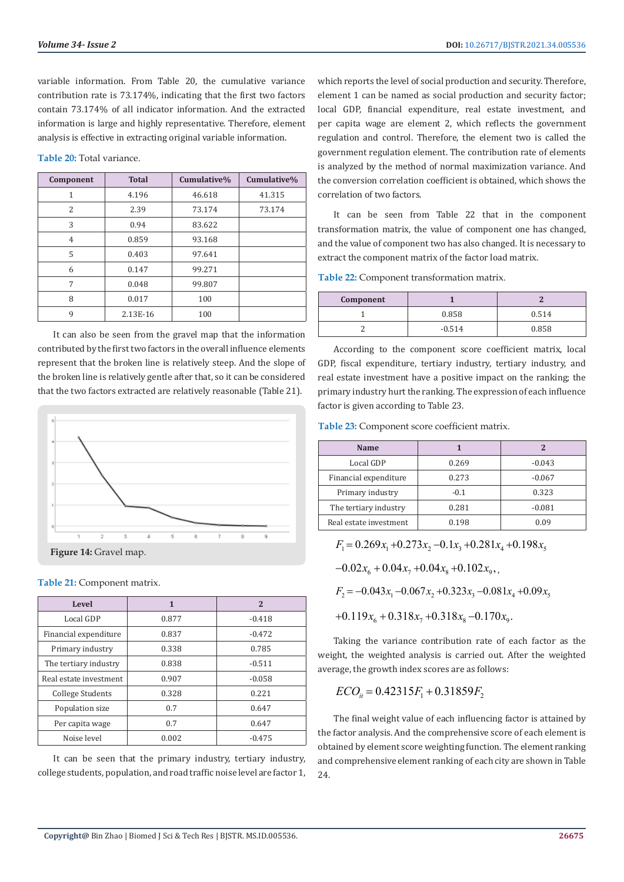variable information. From Table 20, the cumulative variance contribution rate is 73.174%, indicating that the first two factors contain 73.174% of all indicator information. And the extracted information is large and highly representative. Therefore, element analysis is effective in extracting original variable information.

**Table 20:** Total variance.

| Component | Total | Cumulative% | Cumulative% |
|---|---|---|---|
| 1 | 4.196 | 46.618 | 41.315 |
| 2 | 2.39 | 73.174 | 73.174 |
| 3 | 0.94 | 83.622 | |
| 4 | 0.859 | 93.168 | |
| 5 | 0.403 | 97.641 | |
| 6 | 0.147 | 99.271 | |
| 7 | 0.048 | 99.807 | |
| 8 | 0.017 | 100 | |
| 9 | 2.13E-16 | 100 | |

It can also be seen from the gravel map that the information contributed by the first two factors in the overall influence elements represent that the broken line is relatively steep. And the slope of the broken line is relatively gentle after that, so it can be considered that the two factors extracted are relatively reasonable (Table 21).

**Figure 14:** Gravel map.

**Table 21:** Component matrix.

| Level | 1 | 2 |
|---|---|---|
| Local GDP | 0.877 | -0.418 |
| Financial expenditure | 0.837 | -0.472 |
| Primary industry | 0.338 | 0.785 |
| The tertiary industry | 0.838 | -0.511 |
| Real estate investment | 0.907 | -0.058 |
| College Students | 0.328 | 0.221 |
| Population size | 0.7 | 0.647 |
| Per capita wage | 0.7 | 0.647 |
| Noise level | 0.002 | -0.475 |

It can be seen that the primary industry, tertiary industry, college students, population, and road traffic noise level are factor 1, which reports the level of social production and security. Therefore, element 1 can be named as social production and security factor; local GDP, financial expenditure, real estate investment, and per capita wage are element 2, which reflects the government regulation and control. Therefore, the element two is called the government regulation element. The contribution rate of elements is analyzed by the method of normal maximization variance. And the conversion correlation coefficient is obtained, which shows the correlation of two factors.

It can be seen from Table 22 that in the component transformation matrix, the value of component one has changed, and the value of component two has also changed. It is necessary to extract the component matrix of the factor load matrix.

**Table 22:** Component transformation matrix.

| Component | 1 | 2 |
|---|---|---|
| 1 | 0.858 | 0.514 |
| 2 | -0.514 | 0.858 |

According to the component score coefficient matrix, local GDP, fiscal expenditure, tertiary industry, tertiary industry, and real estate investment have a positive impact on the ranking; the primary industry hurt the ranking. The expression of each influence factor is given according to Table 23.

**Table 23:** Component score coefficient matrix.

| Name | 1 | 2 |
|---|---|---|
| Local GDP | 0.269 | -0.043 |
| Financial expenditure | 0.273 | -0.067 |
| Primary industry | -0.1 | 0.323 |
| The tertiary industry | 0.281 | -0.081 |
| Real estate investment | 0.198 | 0.09 |

$$F_1 = 0.269x_1 + 0.273x_2 - 0.1x_3 + 0.281x_4 + 0.198x_5$$

$$-0.02x_6 + 0.04x_7 + 0.04x_8 + 0.102x_9,,$$

$$F_2 = -0.043x_1 - 0.067x_2 + 0.323x_3 - 0.081x_4 + 0.09x_5$$

$$+0.119x_6 + 0.318x_7 + 0.318x_8 - 0.170x_9.$$

Taking the variance contribution rate of each factor as the weight, the weighted analysis is carried out. After the weighted average, the growth index scores are as follows:

$$ECO_{it} = 0.42315F_1 + 0.31859F_2$$

The final weight value of each influencing factor is attained by the factor analysis. And the comprehensive score of each element is obtained by element score weighting function. The element ranking and comprehensive element ranking of each city are shown in Table 24.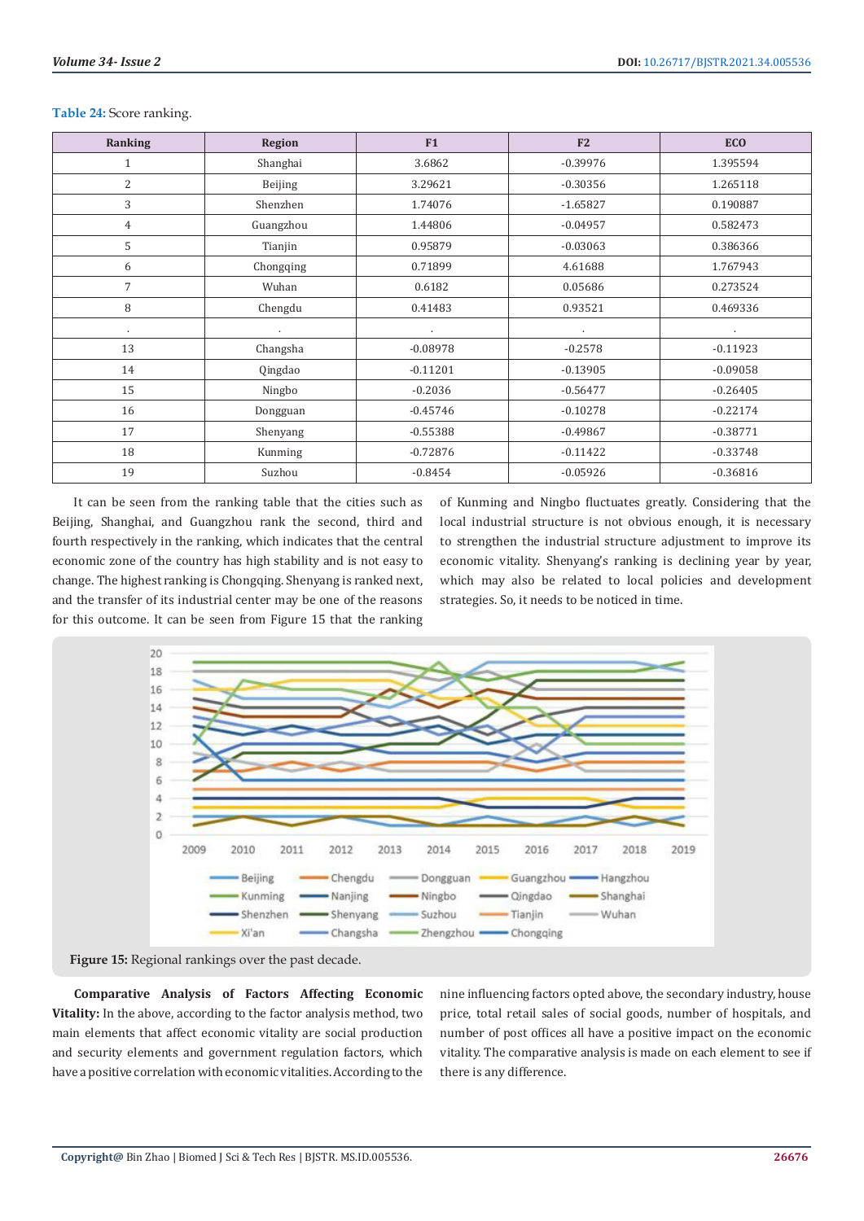**Table 24:** Score ranking.

| Ranking | Region | F1 | F2 | ECO |
|---|---|---|---|---|
| 1 | Shanghai | 3.6862 | -0.39976 | 1.395594 |
| 2 | Beijing | 3.29621 | -0.30356 | 1.265118 |
| 3 | Shenzhen | 1.74076 | -1.65827 | 0.190887 |
| 4 | Guangzhou | 1.44806 | -0.04957 | 0.582473 |
| 5 | Tianjin | 0.95879 | -0.03063 | 0.386366 |
| 6 | Chongqing | 0.71899 | 4.61688 | 1.767943 |
| 7 | Wuhan | 0.6182 | 0.05686 | 0.273524 |
| 8 | Chengdu | 0.41483 | 0.93521 | 0.469336 |
| . | . | . | . | . |
| 13 | Changsha | -0.08978 | -0.2578 | -0.11923 |
| 14 | Qingdao | -0.11201 | -0.13905 | -0.09058 |
| 15 | Ningbo | -0.2036 | -0.56477 | -0.26405 |
| 16 | Dongguan | -0.45746 | -0.10278 | -0.22174 |
| 17 | Shenyang | -0.55388 | -0.49867 | -0.38771 |
| 18 | Kunming | -0.72876 | -0.11422 | -0.33748 |
| 19 | Suzhou | -0.8454 | -0.05926 | -0.36816 |

It can be seen from the ranking table that the cities such as Beijing, Shanghai, and Guangzhou rank the second, third and fourth respectively in the ranking, which indicates that the central economic zone of the country has high stability and is not easy to change. The highest ranking is Chongqing. Shenyang is ranked next, and the transfer of its industrial center may be one of the reasons for this outcome. It can be seen from Figure 15 that the ranking of Kunming and Ningbo fluctuates greatly. Considering that the local industrial structure is not obvious enough, it is necessary to strengthen the industrial structure adjustment to improve its economic vitality. Shenyang's ranking is declining year by year, which may also be related to local policies and development strategies. So, it needs to be noticed in time.

**Figure 15:** Regional rankings over the past decade.

**Comparative Analysis of Factors Affecting Economic Vitality:** In the above, according to the factor analysis method, two main elements that affect economic vitality are social production and security elements and government regulation factors, which have a positive correlation with economic vitalities. According to the nine influencing factors opted above, the secondary industry, house price, total retail sales of social goods, number of hospitals, and number of post offices all have a positive impact on the economic vitality. The comparative analysis is made on each element to see if there is any difference.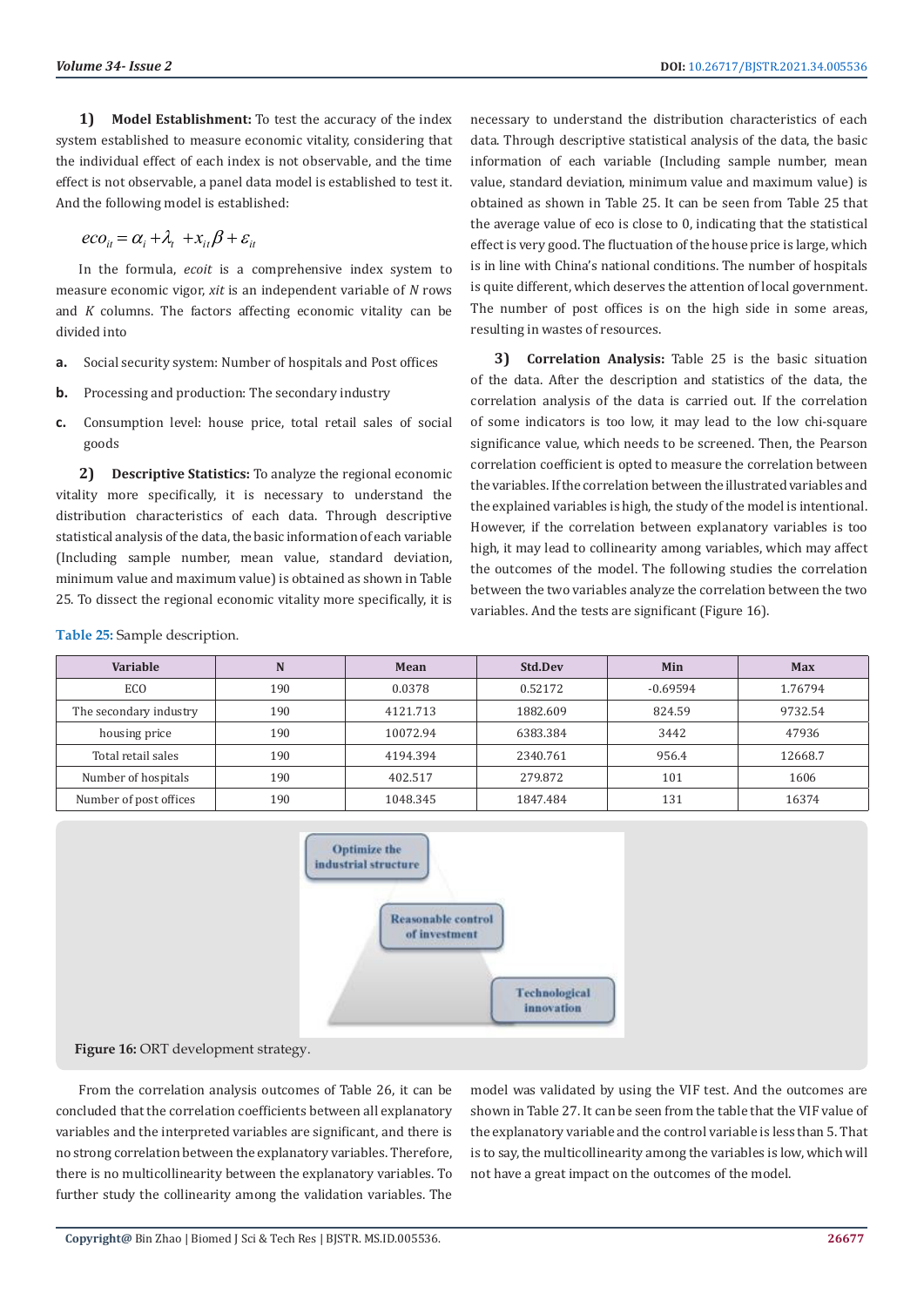1) **Model Establishment:** To test the accuracy of the index system established to measure economic vitality, considering that the individual effect of each index is not observable, and the time effect is not observable, a panel data model is established to test it. And the following model is established:

$$eco_{it} = \alpha_i + \lambda_t + x_{it}\beta + \varepsilon_{it}$$

In the formula, *ecoit* is a comprehensive index system to measure economic vigor, *xit* is an independent variable of *N* rows and *K* columns. The factors affecting economic vitality can be divided into

a. Social security system: Number of hospitals and Post offices

b. Processing and production: The secondary industry

c. Consumption level: house price, total retail sales of social goods

2) **Descriptive Statistics:** To analyze the regional economic vitality more specifically, it is necessary to understand the distribution characteristics of each data. Through descriptive statistical analysis of the data, the basic information of each variable (Including sample number, mean value, standard deviation, minimum value and maximum value) is obtained as shown in Table 25. To dissect the regional economic vitality more specifically, it is necessary to understand the distribution characteristics of each data. Through descriptive statistical analysis of the data, the basic information of each variable (Including sample number, mean value, standard deviation, minimum value and maximum value) is obtained as shown in Table 25. It can be seen from Table 25 that the average value of eco is close to 0, indicating that the statistical effect is very good. The fluctuation of the house price is large, which is in line with China's national conditions. The number of hospitals is quite different, which deserves the attention of local government. The number of post offices is on the high side in some areas, resulting in wastes of resources.

3) **Correlation Analysis:** Table 25 is the basic situation of the data. After the description and statistics of the data, the correlation analysis of the data is carried out. If the correlation of some indicators is too low, it may lead to the low chi-square significance value, which needs to be screened. Then, the Pearson correlation coefficient is opted to measure the correlation between the variables. If the correlation between the illustrated variables and the explained variables is high, the study of the model is intentional. However, if the correlation between explanatory variables is too high, it may lead to collinearity among variables, which may affect the outcomes of the model. The following studies the correlation between the two variables analyze the correlation between the two variables. And the tests are significant (Figure 16).

**Table 25:** Sample description.

| Variable | N | Mean | Std.Dev | Min | Max |
|---|---|---|---|---|---|
| ECO | 190 | 0.0378 | 0.52172 | -0.69594 | 1.76794 |
| The secondary industry | 190 | 4121.713 | 1882.609 | 824.59 | 9732.54 |
| housing price | 190 | 10072.94 | 6383.384 | 3442 | 47936 |
| Total retail sales | 190 | 4194.394 | 2340.761 | 956.4 | 12668.7 |
| Number of hospitals | 190 | 402.517 | 279.872 | 101 | 1606 |
| Number of post offices | 190 | 1048.345 | 1847.484 | 131 | 16374 |

Optimize the industrial structure

Reasonable control of investment

Technological innovation

**Figure 16:** ORT development strategy.

From the correlation analysis outcomes of Table 26, it can be concluded that the correlation coefficients between all explanatory variables and the interpreted variables are significant, and there is no strong correlation between the explanatory variables. Therefore, there is no multicollinearity between the explanatory variables. To further study the collinearity among the validation variables. The model was validated by using the VIF test. And the outcomes are shown in Table 27. It can be seen from the table that the VIF value of the explanatory variable and the control variable is less than 5. That is to say, the multicollinearity among the variables is low, which will not have a great impact on the outcomes of the model.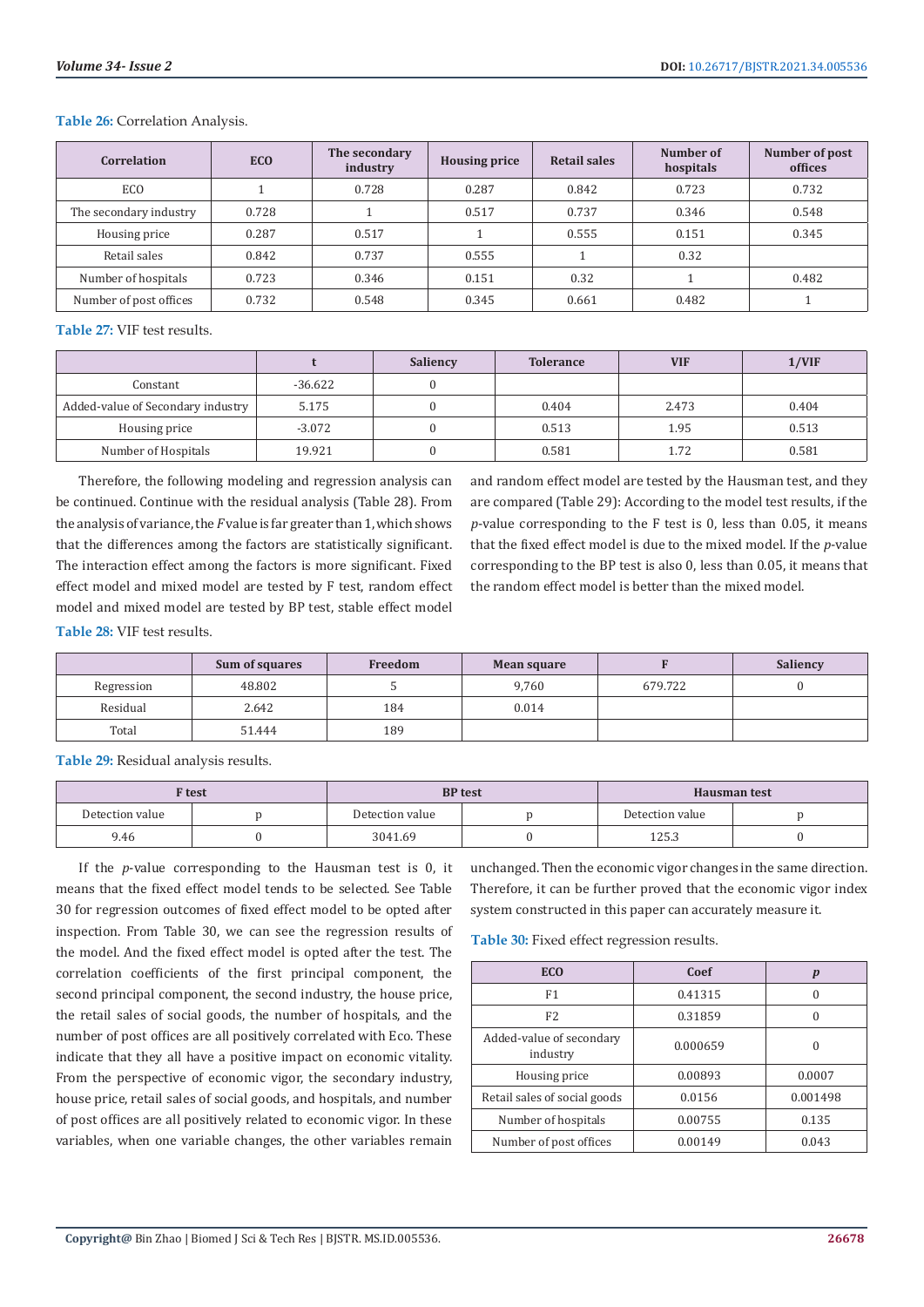**Table 26:** Correlation Analysis.

| Correlation | ECO | The secondary industry | Housing price | Retail sales | Number of hospitals | Number of post offices |
|---|---|---|---|---|---|---|
| ECO | 1 | 0.728 | 0.287 | 0.842 | 0.723 | 0.732 |
| The secondary industry | 0.728 | 1 | 0.517 | 0.737 | 0.346 | 0.548 |
| Housing price | 0.287 | 0.517 | 1 | 0.555 | 0.151 | 0.345 |
| Retail sales | 0.842 | 0.737 | 0.555 | 1 | 0.32 | |
| Number of hospitals | 0.723 | 0.346 | 0.151 | 0.32 | 1 | 0.482 |
| Number of post offices | 0.732 | 0.548 | 0.345 | 0.661 | 0.482 | 1 |

**Table 27:** VIF test results.

| | t | Saliency | Tolerance | VIF | 1/VIF |
|---|---|---|---|---|---|
| Constant | -36.622 | 0 | | | |
| Added-value of Secondary industry | 5.175 | 0 | 0.404 | 2.473 | 0.404 |
| Housing price | -3.072 | 0 | 0.513 | 1.95 | 0.513 |
| Number of Hospitals | 19.921 | 0 | 0.581 | 1.72 | 0.581 |

Therefore, the following modeling and regression analysis can be continued. Continue with the residual analysis (Table 28). From the analysis of variance, the *F* value is far greater than 1, which shows that the differences among the factors are statistically significant. The interaction effect among the factors is more significant. Fixed effect model and mixed model are tested by F test, random effect model and mixed model are tested by BP test, stable effect model and random effect model are tested by the Hausman test, and they are compared (Table 29): According to the model test results, if the *p*-value corresponding to the F test is 0, less than 0.05, it means that the fixed effect model is due to the mixed model. If the *p*-value corresponding to the BP test is also 0, less than 0.05, it means that the random effect model is better than the mixed model.

**Table 28:** VIF test results.

| | Sum of squares | Freedom | Mean square | F | Saliency |
|---|---|---|---|---|---|
| Regression | 48.802 | 5 | 9,760 | 679.722 | 0 |
| Residual | 2.642 | 184 | 0.014 | | |
| Total | 51.444 | 189 | | | |

**Table 29:** Residual analysis results.

| F test | | BP test | | Hausman test | |
|---|---|---|---|---|---|
| Detection value | p | Detection value | p | Detection value | p |
| 9.46 | 0 | 3041.69 | 0 | 125.3 | 0 |

If the *p*-value corresponding to the Hausman test is 0, it means that the fixed effect model tends to be selected. See Table 30 for regression outcomes of fixed effect model to be opted after inspection. From Table 30, we can see the regression results of the model. And the fixed effect model is opted after the test. The correlation coefficients of the first principal component, the second principal component, the second industry, the house price, the retail sales of social goods, the number of hospitals, and the number of post offices are all positively correlated with Eco. These indicate that they all have a positive impact on economic vitality. From the perspective of economic vigor, the secondary industry, house price, retail sales of social goods, and hospitals, and number of post offices are all positively related to economic vigor. In these variables, when one variable changes, the other variables remain unchanged. Then the economic vigor changes in the same direction. Therefore, it can be further proved that the economic vigor index system constructed in this paper can accurately measure it.

**Table 30:** Fixed effect regression results.

| ECO | Coef | *p* |
|---|---|---|
| F1 | 0.41315 | 0 |
| F2 | 0.31859 | 0 |
| Added-value of secondary industry | 0.000659 | 0 |
| Housing price | 0.00893 | 0.0007 |
| Retail sales of social goods | 0.0156 | 0.001498 |
| Number of hospitals | 0.00755 | 0.135 |
| Number of post offices | 0.00149 | 0.043 |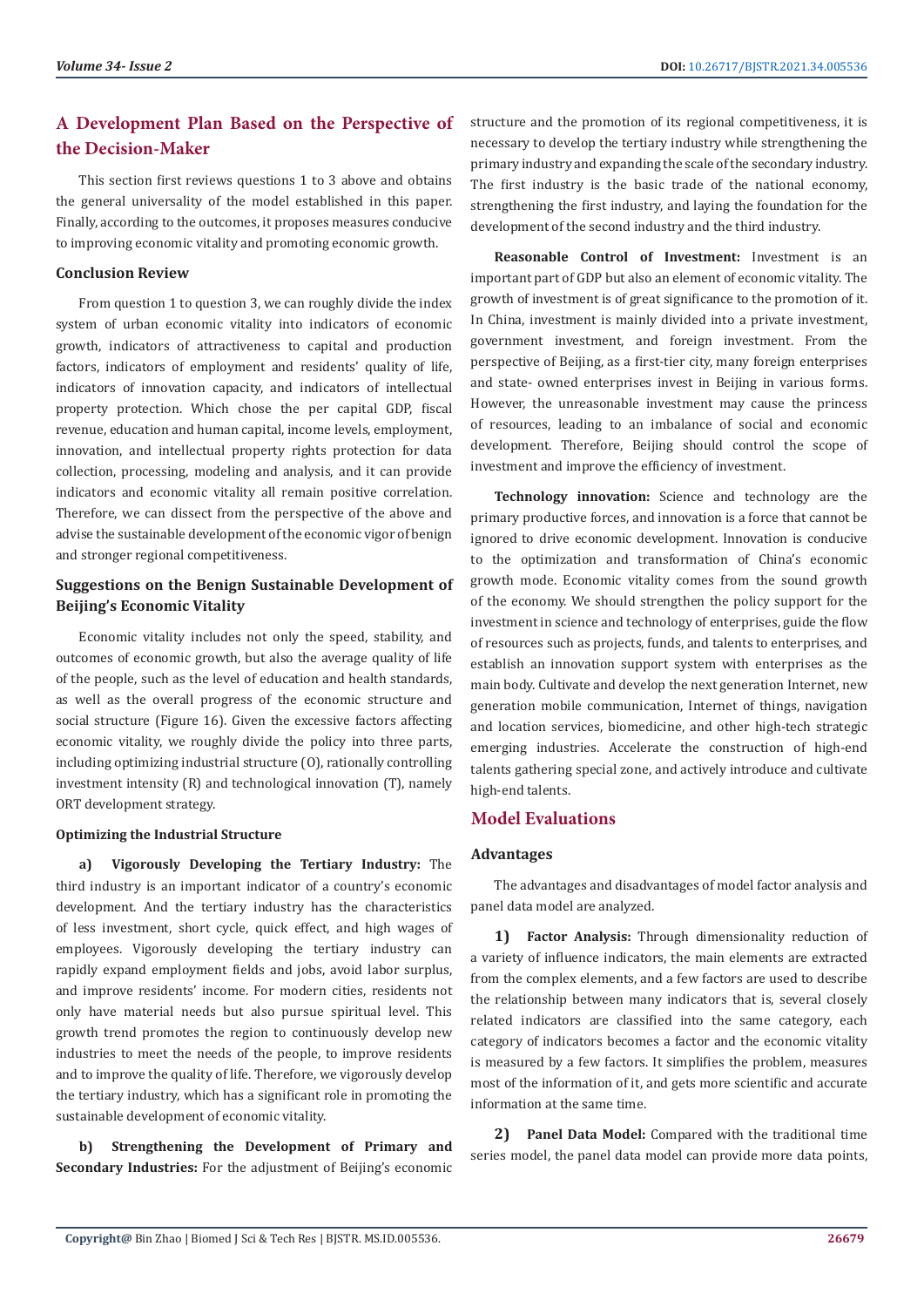## A Development Plan Based on the Perspective of the Decision-Maker

This section first reviews questions 1 to 3 above and obtains the general universality of the model established in this paper. Finally, according to the outcomes, it proposes measures conducive to improving economic vitality and promoting economic growth.

### Conclusion Review

From question 1 to question 3, we can roughly divide the index system of urban economic vitality into indicators of economic growth, indicators of attractiveness to capital and production factors, indicators of employment and residents' quality of life, indicators of innovation capacity, and indicators of intellectual property protection. Which chose the per capital GDP, fiscal revenue, education and human capital, income levels, employment, innovation, and intellectual property rights protection for data collection, processing, modeling and analysis, and it can provide indicators and economic vitality all remain positive correlation. Therefore, we can dissect from the perspective of the above and advise the sustainable development of the economic vigor of benign and stronger regional competitiveness.

### Suggestions on the Benign Sustainable Development of Beijing's Economic Vitality

Economic vitality includes not only the speed, stability, and outcomes of economic growth, but also the average quality of life of the people, such as the level of education and health standards, as well as the overall progress of the economic structure and social structure (Figure 16). Given the excessive factors affecting economic vitality, we roughly divide the policy into three parts, including optimizing industrial structure (O), rationally controlling investment intensity (R) and technological innovation (T), namely ORT development strategy.

#### Optimizing the Industrial Structure

**a) Vigorously Developing the Tertiary Industry:** The third industry is an important indicator of a country's economic development. And the tertiary industry has the characteristics of less investment, short cycle, quick effect, and high wages of employees. Vigorously developing the tertiary industry can rapidly expand employment fields and jobs, avoid labor surplus, and improve residents' income. For modern cities, residents not only have material needs but also pursue spiritual level. This growth trend promotes the region to continuously develop new industries to meet the needs of the people, to improve residents and to improve the quality of life. Therefore, we vigorously develop the tertiary industry, which has a significant role in promoting the sustainable development of economic vitality.

**b) Strengthening the Development of Primary and Secondary Industries:** For the adjustment of Beijing's economic structure and the promotion of its regional competitiveness, it is necessary to develop the tertiary industry while strengthening the primary industry and expanding the scale of the secondary industry. The first industry is the basic trade of the national economy, strengthening the first industry, and laying the foundation for the development of the second industry and the third industry.

**Reasonable Control of Investment:** Investment is an important part of GDP but also an element of economic vitality. The growth of investment is of great significance to the promotion of it. In China, investment is mainly divided into a private investment, government investment, and foreign investment. From the perspective of Beijing, as a first-tier city, many foreign enterprises and state- owned enterprises invest in Beijing in various forms. However, the unreasonable investment may cause the princess of resources, leading to an imbalance of social and economic development. Therefore, Beijing should control the scope of investment and improve the efficiency of investment.

**Technology innovation:** Science and technology are the primary productive forces, and innovation is a force that cannot be ignored to drive economic development. Innovation is conducive to the optimization and transformation of China's economic growth mode. Economic vitality comes from the sound growth of the economy. We should strengthen the policy support for the investment in science and technology of enterprises, guide the flow of resources such as projects, funds, and talents to enterprises, and establish an innovation support system with enterprises as the main body. Cultivate and develop the next generation Internet, new generation mobile communication, Internet of things, navigation and location services, biomedicine, and other high-tech strategic emerging industries. Accelerate the construction of high-end talents gathering special zone, and actively introduce and cultivate high-end talents.

## Model Evaluations

### Advantages

The advantages and disadvantages of model factor analysis and panel data model are analyzed.

**1) Factor Analysis:** Through dimensionality reduction of a variety of influence indicators, the main elements are extracted from the complex elements, and a few factors are used to describe the relationship between many indicators that is, several closely related indicators are classified into the same category, each category of indicators becomes a factor and the economic vitality is measured by a few factors. It simplifies the problem, measures most of the information of it, and gets more scientific and accurate information at the same time.

**2) Panel Data Model:** Compared with the traditional time series model, the panel data model can provide more data points,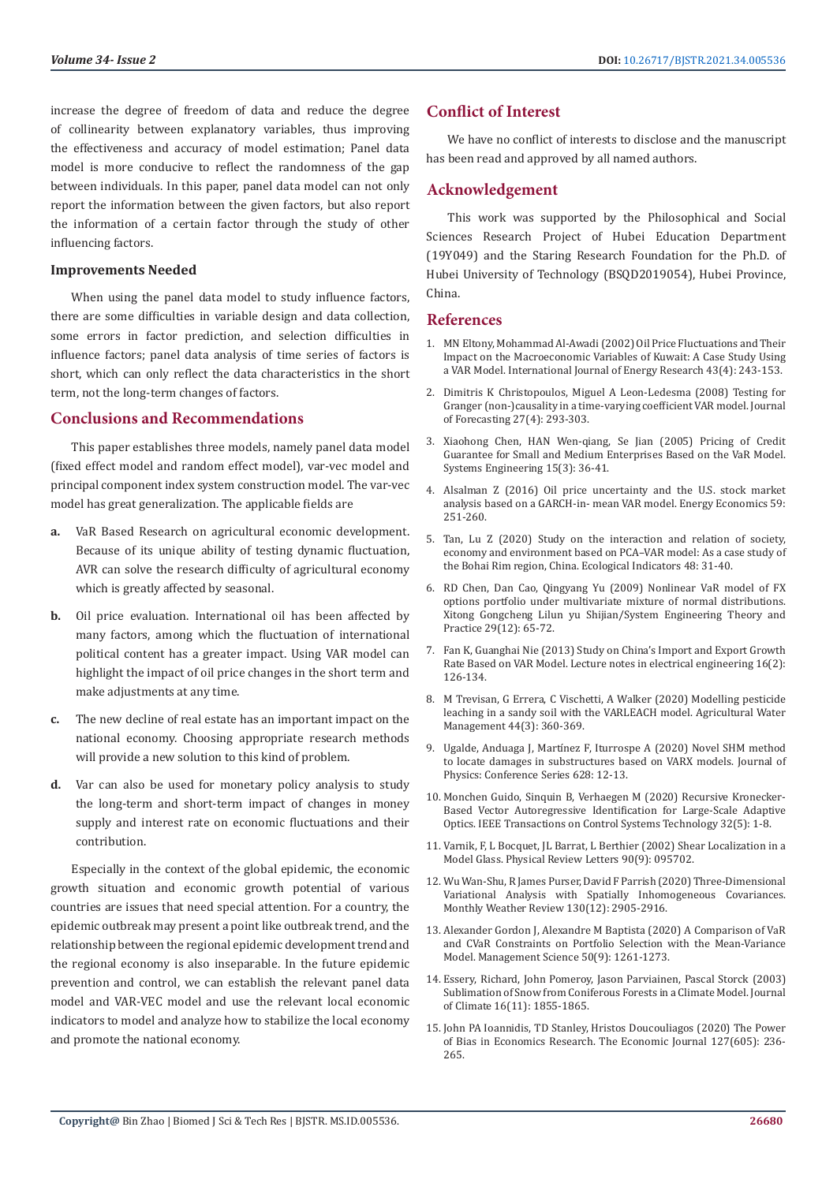increase the degree of freedom of data and reduce the degree of collinearity between explanatory variables, thus improving the effectiveness and accuracy of model estimation; Panel data model is more conducive to reflect the randomness of the gap between individuals. In this paper, panel data model can not only report the information between the given factors, but also report the information of a certain factor through the study of other influencing factors.

### Improvements Needed

When using the panel data model to study influence factors, there are some difficulties in variable design and data collection, some errors in factor prediction, and selection difficulties in influence factors; panel data analysis of time series of factors is short, which can only reflect the data characteristics in the short term, not the long-term changes of factors.

## Conclusions and Recommendations

This paper establishes three models, namely panel data model (fixed effect model and random effect model), var-vec model and principal component index system construction model. The var-vec model has great generalization. The applicable fields are

a. VaR Based Research on agricultural economic development. Because of its unique ability of testing dynamic fluctuation, AVR can solve the research difficulty of agricultural economy which is greatly affected by seasonal.

b. Oil price evaluation. International oil has been affected by many factors, among which the fluctuation of international political content has a greater impact. Using VAR model can highlight the impact of oil price changes in the short term and make adjustments at any time.

c. The new decline of real estate has an important impact on the national economy. Choosing appropriate research methods will provide a new solution to this kind of problem.

d. Var can also be used for monetary policy analysis to study the long-term and short-term impact of changes in money supply and interest rate on economic fluctuations and their contribution.

Especially in the context of the global epidemic, the economic growth situation and economic growth potential of various countries are issues that need special attention. For a country, the epidemic outbreak may present a point like outbreak trend, and the relationship between the regional epidemic development trend and the regional economy is also inseparable. In the future epidemic prevention and control, we can establish the relevant panel data model and VAR-VEC model and use the relevant local economic indicators to model and analyze how to stabilize the local economy and promote the national economy.

## Conflict of Interest

We have no conflict of interests to disclose and the manuscript has been read and approved by all named authors.

## Acknowledgement

This work was supported by the Philosophical and Social Sciences Research Project of Hubei Education Department (19Y049) and the Staring Research Foundation for the Ph.D. of Hubei University of Technology (BSQD2019054), Hubei Province, China.

## References

1. MN Eltony, Mohammad Al-Awadi (2002) Oil Price Fluctuations and Their Impact on the Macroeconomic Variables of Kuwait: A Case Study Using a VAR Model. International Journal of Energy Research 43(4): 243-153.
2. Dimitris K Christopoulos, Miguel A Leon-Ledesma (2008) Testing for Granger (non-)causality in a time-varying coefficient VAR model. Journal of Forecasting 27(4): 293-303.
3. Xiaohong Chen, HAN Wen-qiang, Se Jian (2005) Pricing of Credit Guarantee for Small and Medium Enterprises Based on the VaR Model. Systems Engineering 15(3): 36-41.
4. Alsalman Z (2016) Oil price uncertainty and the U.S. stock market analysis based on a GARCH-in- mean VAR model. Energy Economics 59: 251-260.
5. Tan, Lu Z (2020) Study on the interaction and relation of society, economy and environment based on PCA–VAR model: As a case study of the Bohai Rim region, China. Ecological Indicators 48: 31-40.
6. RD Chen, Dan Cao, Qingyang Yu (2009) Nonlinear VaR model of FX options portfolio under multivariate mixture of normal distributions. Xitong Gongcheng Lilun yu Shijian/System Engineering Theory and Practice 29(12): 65-72.
7. Fan K, Guanghai Nie (2013) Study on China's Import and Export Growth Rate Based on VAR Model. Lecture notes in electrical engineering 16(2): 126-134.
8. M Trevisan, G Errera, C Vischetti, A Walker (2020) Modelling pesticide leaching in a sandy soil with the VARLEACH model. Agricultural Water Management 44(3): 360-369.
9. Ugalde, Anduaga J, Martínez F, Iturrospe A (2020) Novel SHM method to locate damages in substructures based on VARX models. Journal of Physics: Conference Series 628: 12-13.
10. Monchen Guido, Sinquin B, Verhaegen M (2020) Recursive Kronecker-Based Vector Autoregressive Identification for Large-Scale Adaptive Optics. IEEE Transactions on Control Systems Technology 32(5): 1-8.
11. Varnik, F, L Bocquet, JL Barrat, L Berthier (2002) Shear Localization in a Model Glass. Physical Review Letters 90(9): 095702.
12. Wu Wan-Shu, R James Purser, David F Parrish (2020) Three-Dimensional Variational Analysis with Spatially Inhomogeneous Covariances. Monthly Weather Review 130(12): 2905-2916.
13. Alexander Gordon J, Alexandre M Baptista (2020) A Comparison of VaR and CVaR Constraints on Portfolio Selection with the Mean-Variance Model. Management Science 50(9): 1261-1273.
14. Essery, Richard, John Pomeroy, Jason Parviainen, Pascal Storck (2003) Sublimation of Snow from Coniferous Forests in a Climate Model. Journal of Climate 16(11): 1855-1865.
15. John PA Ioannidis, TD Stanley, Hristos Doucouliagos (2020) The Power of Bias in Economics Research. The Economic Journal 127(605): 236-265.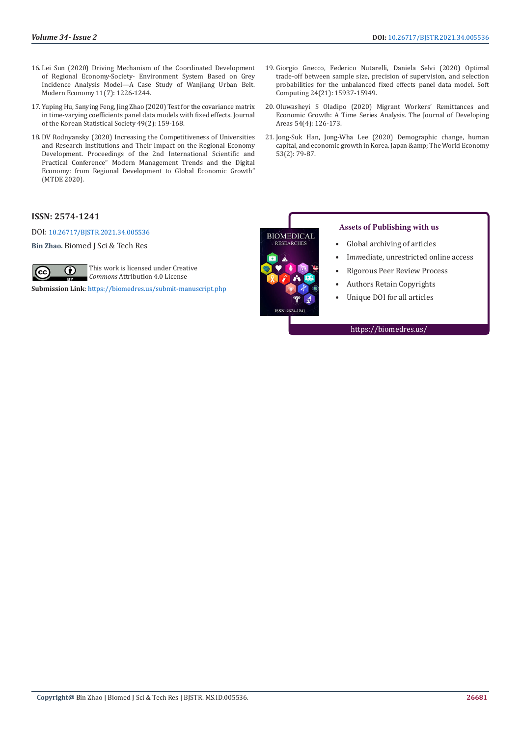16. Lei Sun (2020) Driving Mechanism of the Coordinated Development of Regional Economy-Society- Environment System Based on Grey Incidence Analysis Model—A Case Study of Wanjiang Urban Belt. Modern Economy 11(7): 1226-1244.

17. Yuping Hu, Sanying Feng, Jing Zhao (2020) Test for the covariance matrix in time-varying coefficients panel data models with fixed effects. Journal of the Korean Statistical Society 49(2): 159-168.

18. DV Rodnyansky (2020) Increasing the Competitiveness of Universities and Research Institutions and Their Impact on the Regional Economy Development. Proceedings of the 2nd International Scientific and Practical Conference" Modern Management Trends and the Digital Economy: from Regional Development to Global Economic Growth" (MTDE 2020).

19. Giorgio Gnecco, Federico Nutarelli, Daniela Selvi (2020) Optimal trade-off between sample size, precision of supervision, and selection probabilities for the unbalanced fixed effects panel data model. Soft Computing 24(21): 15937-15949.

20. Oluwasheyi S Oladipo (2020) Migrant Workers' Remittances and Economic Growth: A Time Series Analysis. The Journal of Developing Areas 54(4): 126-173.

21. Jong-Suk Han, Jong-Wha Lee (2020) Demographic change, human capital, and economic growth in Korea. Japan &amp; The World Economy 53(2): 79-87.

**ISSN: 2574-1241**

DOI: 10.26717/BJSTR.2021.34.005536

**Bin Zhao.** Biomed J Sci & Tech Res

This work is licensed under Creative *Commons* Attribution 4.0 License

**Submission Link**: https://biomedres.us/submit-manuscript.php

**Assets of Publishing with us**

- Global archiving of articles
- Immediate, unrestricted online access
- Rigorous Peer Review Process
- Authors Retain Copyrights
- Unique DOI for all articles

https://biomedres.us/